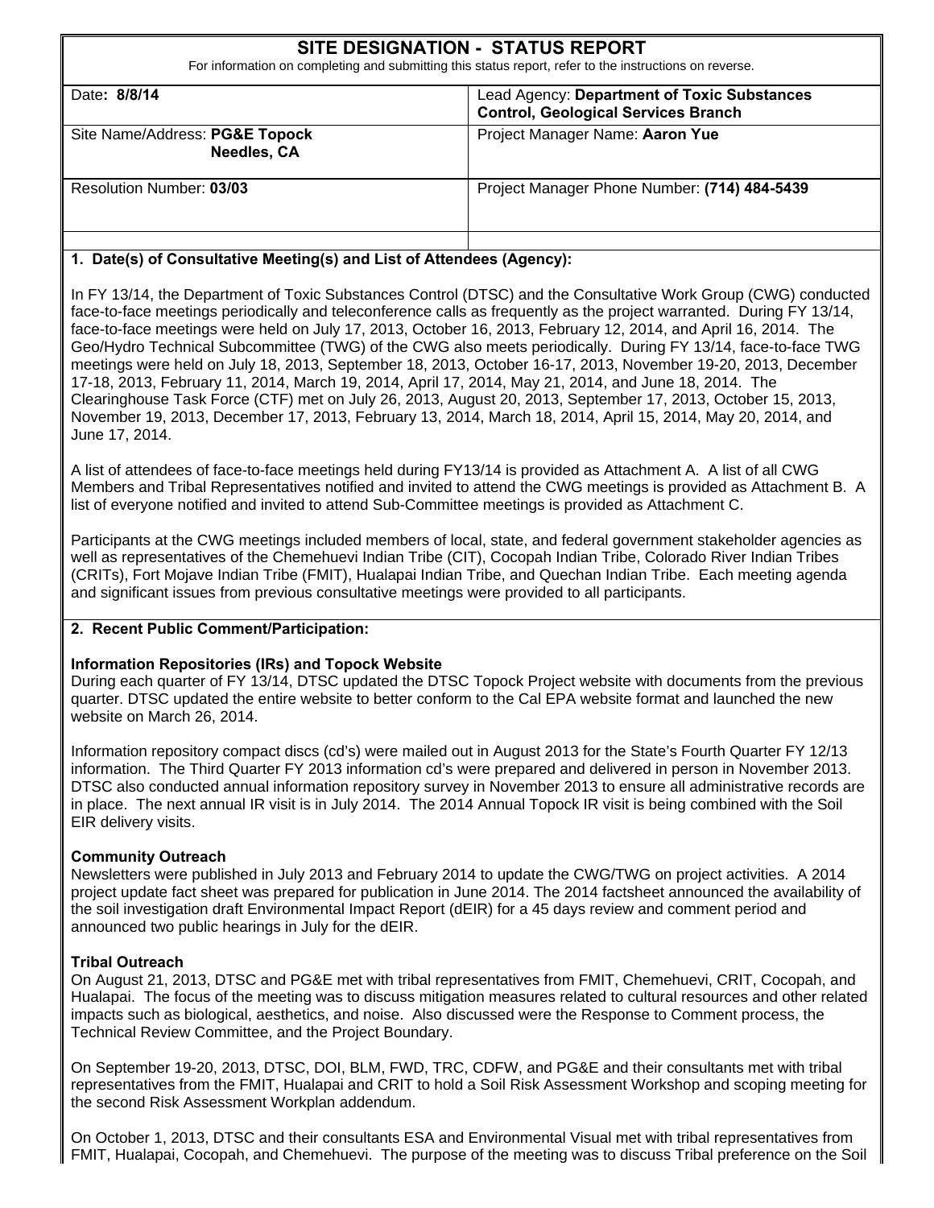# SITE DESIGNATION - STATUS REPORT

For information on completing and submitting this status report, refer to the instructions on reverse.

| | |
|---|---|
| Date: **8/8/14** | Lead Agency: **Department of Toxic Substances Control, Geological Services Branch** |
| Site Name/Address: **PG&E Topock Needles, CA** | Project Manager Name: **Aaron Yue** |
| Resolution Number: **03/03** | Project Manager Phone Number: **(714) 484-5439** |
| | |

**1. Date(s) of Consultative Meeting(s) and List of Attendees (Agency):**

In FY 13/14, the Department of Toxic Substances Control (DTSC) and the Consultative Work Group (CWG) conducted face-to-face meetings periodically and teleconference calls as frequently as the project warranted. During FY 13/14, face-to-face meetings were held on July 17, 2013, October 16, 2013, February 12, 2014, and April 16, 2014. The Geo/Hydro Technical Subcommittee (TWG) of the CWG also meets periodically. During FY 13/14, face-to-face TWG meetings were held on July 18, 2013, September 18, 2013, October 16-17, 2013, November 19-20, 2013, December 17-18, 2013, February 11, 2014, March 19, 2014, April 17, 2014, May 21, 2014, and June 18, 2014. The Clearinghouse Task Force (CTF) met on July 26, 2013, August 20, 2013, September 17, 2013, October 15, 2013, November 19, 2013, December 17, 2013, February 13, 2014, March 18, 2014, April 15, 2014, May 20, 2014, and June 17, 2014.

A list of attendees of face-to-face meetings held during FY13/14 is provided as Attachment A. A list of all CWG Members and Tribal Representatives notified and invited to attend the CWG meetings is provided as Attachment B. A list of everyone notified and invited to attend Sub-Committee meetings is provided as Attachment C.

Participants at the CWG meetings included members of local, state, and federal government stakeholder agencies as well as representatives of the Chemehuevi Indian Tribe (CIT), Cocopah Indian Tribe, Colorado River Indian Tribes (CRITs), Fort Mojave Indian Tribe (FMIT), Hualapai Indian Tribe, and Quechan Indian Tribe. Each meeting agenda and significant issues from previous consultative meetings were provided to all participants.

**2. Recent Public Comment/Participation:**

**Information Repositories (IRs) and Topock Website**

During each quarter of FY 13/14, DTSC updated the DTSC Topock Project website with documents from the previous quarter. DTSC updated the entire website to better conform to the Cal EPA website format and launched the new website on March 26, 2014.

Information repository compact discs (cd's) were mailed out in August 2013 for the State's Fourth Quarter FY 12/13 information. The Third Quarter FY 2013 information cd's were prepared and delivered in person in November 2013. DTSC also conducted annual information repository survey in November 2013 to ensure all administrative records are in place. The next annual IR visit is in July 2014. The 2014 Annual Topock IR visit is being combined with the Soil EIR delivery visits.

**Community Outreach**

Newsletters were published in July 2013 and February 2014 to update the CWG/TWG on project activities. A 2014 project update fact sheet was prepared for publication in June 2014. The 2014 factsheet announced the availability of the soil investigation draft Environmental Impact Report (dEIR) for a 45 days review and comment period and announced two public hearings in July for the dEIR.

**Tribal Outreach**

On August 21, 2013, DTSC and PG&E met with tribal representatives from FMIT, Chemehuevi, CRIT, Cocopah, and Hualapai. The focus of the meeting was to discuss mitigation measures related to cultural resources and other related impacts such as biological, aesthetics, and noise. Also discussed were the Response to Comment process, the Technical Review Committee, and the Project Boundary.

On September 19-20, 2013, DTSC, DOI, BLM, FWD, TRC, CDFW, and PG&E and their consultants met with tribal representatives from the FMIT, Hualapai and CRIT to hold a Soil Risk Assessment Workshop and scoping meeting for the second Risk Assessment Workplan addendum.

On October 1, 2013, DTSC and their consultants ESA and Environmental Visual met with tribal representatives from FMIT, Hualapai, Cocopah, and Chemehuevi. The purpose of the meeting was to discuss Tribal preference on the Soil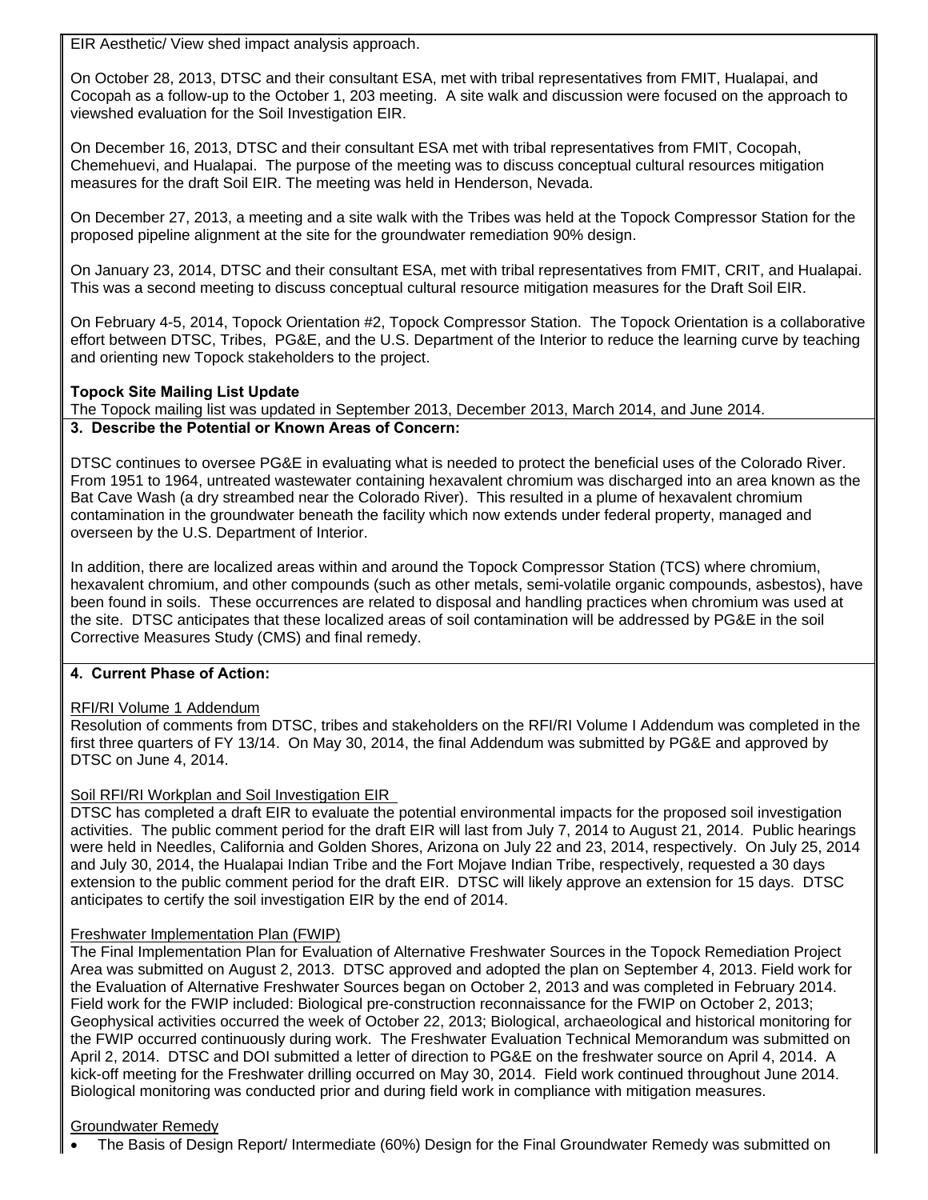EIR Aesthetic/ View shed impact analysis approach.

On October 28, 2013, DTSC and their consultant ESA, met with tribal representatives from FMIT, Hualapai, and Cocopah as a follow-up to the October 1, 203 meeting. A site walk and discussion were focused on the approach to viewshed evaluation for the Soil Investigation EIR.

On December 16, 2013, DTSC and their consultant ESA met with tribal representatives from FMIT, Cocopah, Chemehuevi, and Hualapai. The purpose of the meeting was to discuss conceptual cultural resources mitigation measures for the draft Soil EIR. The meeting was held in Henderson, Nevada.

On December 27, 2013, a meeting and a site walk with the Tribes was held at the Topock Compressor Station for the proposed pipeline alignment at the site for the groundwater remediation 90% design.

On January 23, 2014, DTSC and their consultant ESA, met with tribal representatives from FMIT, CRIT, and Hualapai. This was a second meeting to discuss conceptual cultural resource mitigation measures for the Draft Soil EIR.

On February 4-5, 2014, Topock Orientation #2, Topock Compressor Station. The Topock Orientation is a collaborative effort between DTSC, Tribes, PG&E, and the U.S. Department of the Interior to reduce the learning curve by teaching and orienting new Topock stakeholders to the project.

**Topock Site Mailing List Update**

The Topock mailing list was updated in September 2013, December 2013, March 2014, and June 2014.

**3. Describe the Potential or Known Areas of Concern:**

DTSC continues to oversee PG&E in evaluating what is needed to protect the beneficial uses of the Colorado River. From 1951 to 1964, untreated wastewater containing hexavalent chromium was discharged into an area known as the Bat Cave Wash (a dry streambed near the Colorado River). This resulted in a plume of hexavalent chromium contamination in the groundwater beneath the facility which now extends under federal property, managed and overseen by the U.S. Department of Interior.

In addition, there are localized areas within and around the Topock Compressor Station (TCS) where chromium, hexavalent chromium, and other compounds (such as other metals, semi-volatile organic compounds, asbestos), have been found in soils. These occurrences are related to disposal and handling practices when chromium was used at the site. DTSC anticipates that these localized areas of soil contamination will be addressed by PG&E in the soil Corrective Measures Study (CMS) and final remedy.

**4. Current Phase of Action:**

RFI/RI Volume 1 Addendum

Resolution of comments from DTSC, tribes and stakeholders on the RFI/RI Volume I Addendum was completed in the first three quarters of FY 13/14. On May 30, 2014, the final Addendum was submitted by PG&E and approved by DTSC on June 4, 2014.

Soil RFI/RI Workplan and Soil Investigation EIR

DTSC has completed a draft EIR to evaluate the potential environmental impacts for the proposed soil investigation activities. The public comment period for the draft EIR will last from July 7, 2014 to August 21, 2014. Public hearings were held in Needles, California and Golden Shores, Arizona on July 22 and 23, 2014, respectively. On July 25, 2014 and July 30, 2014, the Hualapai Indian Tribe and the Fort Mojave Indian Tribe, respectively, requested a 30 days extension to the public comment period for the draft EIR. DTSC will likely approve an extension for 15 days. DTSC anticipates to certify the soil investigation EIR by the end of 2014.

Freshwater Implementation Plan (FWIP)

The Final Implementation Plan for Evaluation of Alternative Freshwater Sources in the Topock Remediation Project Area was submitted on August 2, 2013. DTSC approved and adopted the plan on September 4, 2013. Field work for the Evaluation of Alternative Freshwater Sources began on October 2, 2013 and was completed in February 2014. Field work for the FWIP included: Biological pre-construction reconnaissance for the FWIP on October 2, 2013; Geophysical activities occurred the week of October 22, 2013; Biological, archaeological and historical monitoring for the FWIP occurred continuously during work. The Freshwater Evaluation Technical Memorandum was submitted on April 2, 2014. DTSC and DOI submitted a letter of direction to PG&E on the freshwater source on April 4, 2014. A kick-off meeting for the Freshwater drilling occurred on May 30, 2014. Field work continued throughout June 2014. Biological monitoring was conducted prior and during field work in compliance with mitigation measures.

Groundwater Remedy

- The Basis of Design Report/ Intermediate (60%) Design for the Final Groundwater Remedy was submitted on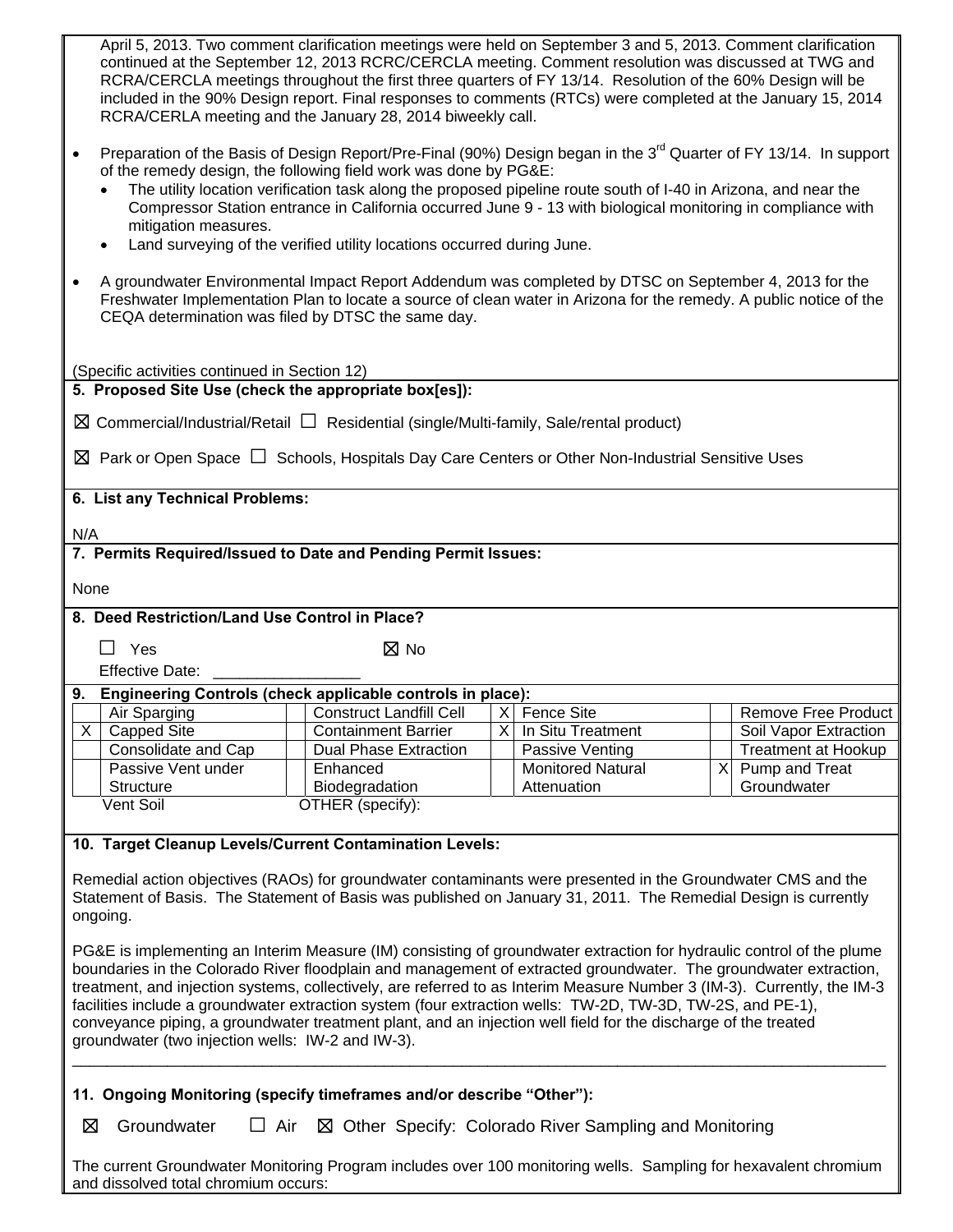April 5, 2013. Two comment clarification meetings were held on September 3 and 5, 2013. Comment clarification continued at the September 12, 2013 RCRC/CERCLA meeting. Comment resolution was discussed at TWG and RCRA/CERCLA meetings throughout the first three quarters of FY 13/14. Resolution of the 60% Design will be included in the 90% Design report. Final responses to comments (RTCs) were completed at the January 15, 2014 RCRA/CERLA meeting and the January 28, 2014 biweekly call.

- Preparation of the Basis of Design Report/Pre-Final (90%) Design began in the 3rd Quarter of FY 13/14. In support of the remedy design, the following field work was done by PG&E:
  - The utility location verification task along the proposed pipeline route south of I-40 in Arizona, and near the Compressor Station entrance in California occurred June 9 - 13 with biological monitoring in compliance with mitigation measures.
  - Land surveying of the verified utility locations occurred during June.
- A groundwater Environmental Impact Report Addendum was completed by DTSC on September 4, 2013 for the Freshwater Implementation Plan to locate a source of clean water in Arizona for the remedy. A public notice of the CEQA determination was filed by DTSC the same day.

(Specific activities continued in Section 12)

**5. Proposed Site Use (check the appropriate box[es]):**

☒ Commercial/Industrial/Retail ☐ Residential (single/Multi-family, Sale/rental product)

☒ Park or Open Space ☐ Schools, Hospitals Day Care Centers or Other Non-Industrial Sensitive Uses

**6. List any Technical Problems:**

N/A

**7. Permits Required/Issued to Date and Pending Permit Issues:**

None

**8. Deed Restriction/Land Use Control in Place?**

☐ Yes ☒ No

Effective Date: ________________

**9. Engineering Controls (check applicable controls in place):**

| | | | | | | | |
|---|---|---|---|---|---|---|---|
| | Air Sparging | | Construct Landfill Cell | X | Fence Site | | Remove Free Product |
| X | Capped Site | | Containment Barrier | X | In Situ Treatment | | Soil Vapor Extraction |
| | Consolidate and Cap | | Dual Phase Extraction | | Passive Venting | | Treatment at Hookup |
| | Passive Vent under Structure | | Enhanced Biodegradation | | Monitored Natural Attenuation | X | Pump and Treat Groundwater |

Vent Soil OTHER (specify):

**10. Target Cleanup Levels/Current Contamination Levels:**

Remedial action objectives (RAOs) for groundwater contaminants were presented in the Groundwater CMS and the Statement of Basis. The Statement of Basis was published on January 31, 2011. The Remedial Design is currently ongoing.

PG&E is implementing an Interim Measure (IM) consisting of groundwater extraction for hydraulic control of the plume boundaries in the Colorado River floodplain and management of extracted groundwater. The groundwater extraction, treatment, and injection systems, collectively, are referred to as Interim Measure Number 3 (IM-3). Currently, the IM-3 facilities include a groundwater extraction system (four extraction wells: TW-2D, TW-3D, TW-2S, and PE-1), conveyance piping, a groundwater treatment plant, and an injection well field for the discharge of the treated groundwater (two injection wells: IW-2 and IW-3).

**11. Ongoing Monitoring (specify timeframes and/or describe "Other"):**

☒ Groundwater ☐ Air ☒ Other Specify: Colorado River Sampling and Monitoring

The current Groundwater Monitoring Program includes over 100 monitoring wells. Sampling for hexavalent chromium and dissolved total chromium occurs: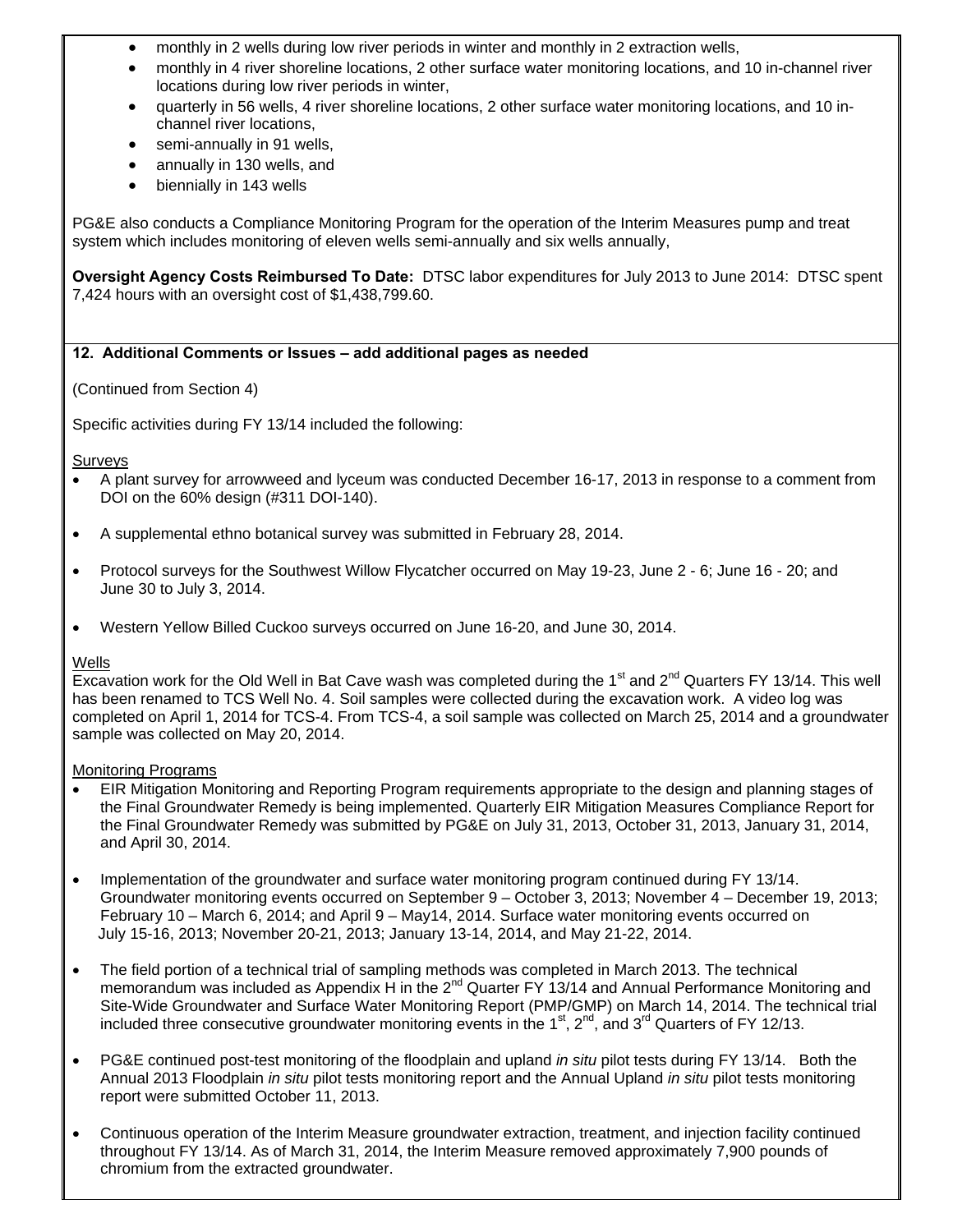- monthly in 2 wells during low river periods in winter and monthly in 2 extraction wells,
- monthly in 4 river shoreline locations, 2 other surface water monitoring locations, and 10 in-channel river locations during low river periods in winter,
- quarterly in 56 wells, 4 river shoreline locations, 2 other surface water monitoring locations, and 10 in-channel river locations,
- semi-annually in 91 wells,
- annually in 130 wells, and
- biennially in 143 wells

PG&E also conducts a Compliance Monitoring Program for the operation of the Interim Measures pump and treat system which includes monitoring of eleven wells semi-annually and six wells annually,

**Oversight Agency Costs Reimbursed To Date:** DTSC labor expenditures for July 2013 to June 2014: DTSC spent 7,424 hours with an oversight cost of $1,438,799.60.

**12. Additional Comments or Issues – add additional pages as needed**

(Continued from Section 4)

Specific activities during FY 13/14 included the following:

Surveys

- A plant survey for arrowweed and lyceum was conducted December 16-17, 2013 in response to a comment from DOI on the 60% design (#311 DOI-140).
- A supplemental ethno botanical survey was submitted in February 28, 2014.
- Protocol surveys for the Southwest Willow Flycatcher occurred on May 19-23, June 2 - 6; June 16 - 20; and June 30 to July 3, 2014.
- Western Yellow Billed Cuckoo surveys occurred on June 16-20, and June 30, 2014.

Wells

Excavation work for the Old Well in Bat Cave wash was completed during the 1st and 2nd Quarters FY 13/14. This well has been renamed to TCS Well No. 4. Soil samples were collected during the excavation work. A video log was completed on April 1, 2014 for TCS-4. From TCS-4, a soil sample was collected on March 25, 2014 and a groundwater sample was collected on May 20, 2014.

Monitoring Programs

- EIR Mitigation Monitoring and Reporting Program requirements appropriate to the design and planning stages of the Final Groundwater Remedy is being implemented. Quarterly EIR Mitigation Measures Compliance Report for the Final Groundwater Remedy was submitted by PG&E on July 31, 2013, October 31, 2013, January 31, 2014, and April 30, 2014.
- Implementation of the groundwater and surface water monitoring program continued during FY 13/14. Groundwater monitoring events occurred on September 9 – October 3, 2013; November 4 – December 19, 2013; February 10 – March 6, 2014; and April 9 – May14, 2014. Surface water monitoring events occurred on July 15-16, 2013; November 20-21, 2013; January 13-14, 2014, and May 21-22, 2014.
- The field portion of a technical trial of sampling methods was completed in March 2013. The technical memorandum was included as Appendix H in the 2nd Quarter FY 13/14 and Annual Performance Monitoring and Site-Wide Groundwater and Surface Water Monitoring Report (PMP/GMP) on March 14, 2014. The technical trial included three consecutive groundwater monitoring events in the 1st, 2nd, and 3rd Quarters of FY 12/13.
- PG&E continued post-test monitoring of the floodplain and upland *in situ* pilot tests during FY 13/14. Both the Annual 2013 Floodplain *in situ* pilot tests monitoring report and the Annual Upland *in situ* pilot tests monitoring report were submitted October 11, 2013.
- Continuous operation of the Interim Measure groundwater extraction, treatment, and injection facility continued throughout FY 13/14. As of March 31, 2014, the Interim Measure removed approximately 7,900 pounds of chromium from the extracted groundwater.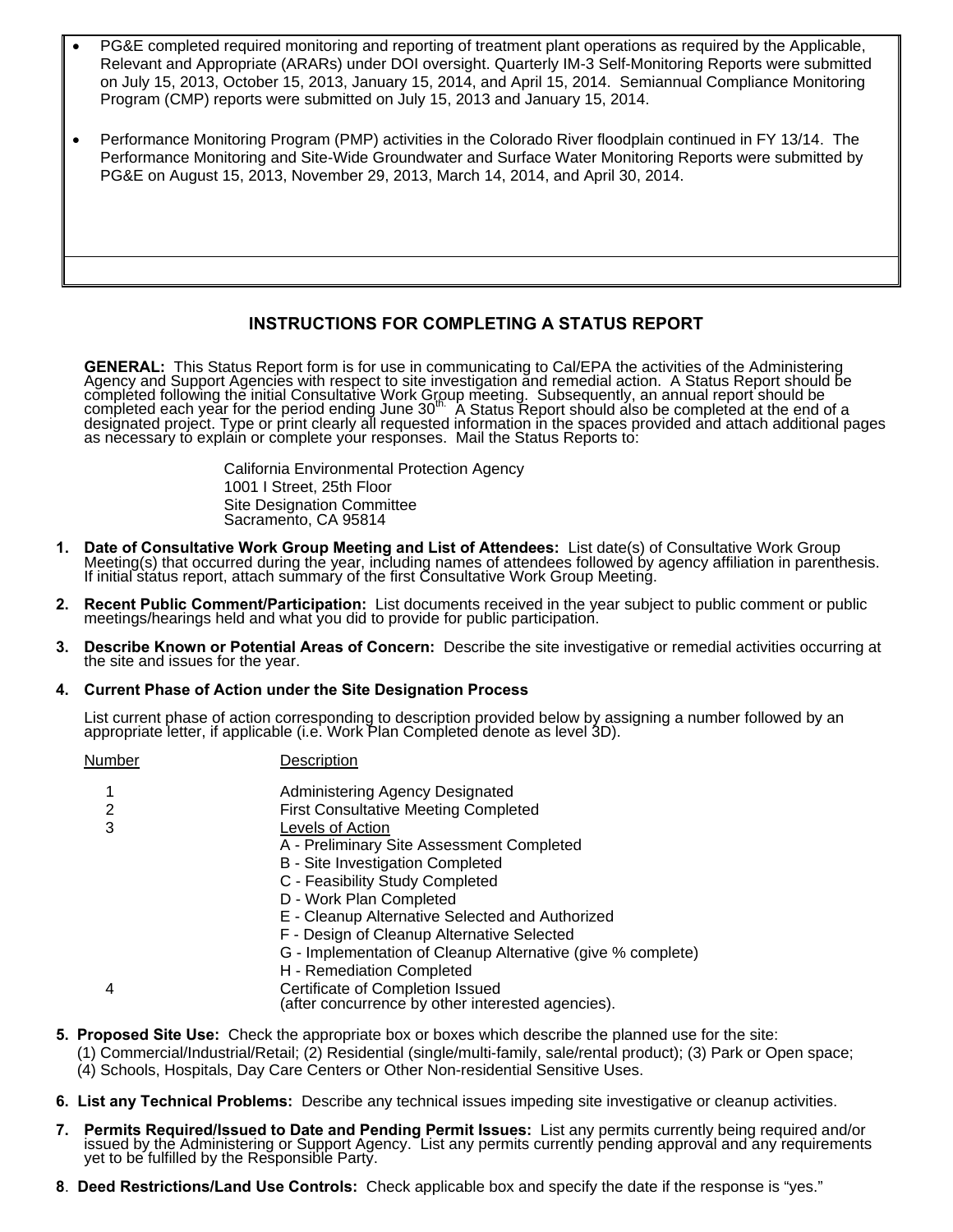- PG&E completed required monitoring and reporting of treatment plant operations as required by the Applicable, Relevant and Appropriate (ARARs) under DOI oversight. Quarterly IM-3 Self-Monitoring Reports were submitted on July 15, 2013, October 15, 2013, January 15, 2014, and April 15, 2014. Semiannual Compliance Monitoring Program (CMP) reports were submitted on July 15, 2013 and January 15, 2014.

- Performance Monitoring Program (PMP) activities in the Colorado River floodplain continued in FY 13/14. The Performance Monitoring and Site-Wide Groundwater and Surface Water Monitoring Reports were submitted by PG&E on August 15, 2013, November 29, 2013, March 14, 2014, and April 30, 2014.

## INSTRUCTIONS FOR COMPLETING A STATUS REPORT

**GENERAL:** This Status Report form is for use in communicating to Cal/EPA the activities of the Administering Agency and Support Agencies with respect to site investigation and remedial action. A Status Report should be completed following the initial Consultative Work Group meeting. Subsequently, an annual report should be completed each year for the period ending June 30th. A Status Report should also be completed at the end of a designated project. Type or print clearly all requested information in the spaces provided and attach additional pages as necessary to explain or complete your responses. Mail the Status Reports to:

California Environmental Protection Agency
1001 I Street, 25th Floor
Site Designation Committee
Sacramento, CA 95814

1. **Date of Consultative Work Group Meeting and List of Attendees:** List date(s) of Consultative Work Group Meeting(s) that occurred during the year, including names of attendees followed by agency affiliation in parenthesis. If initial status report, attach summary of the first Consultative Work Group Meeting.

2. **Recent Public Comment/Participation:** List documents received in the year subject to public comment or public meetings/hearings held and what you did to provide for public participation.

3. **Describe Known or Potential Areas of Concern:** Describe the site investigative or remedial activities occurring at the site and issues for the year.

4. **Current Phase of Action under the Site Designation Process**

   List current phase of action corresponding to description provided below by assigning a number followed by an appropriate letter, if applicable (i.e. Work Plan Completed denote as level 3D).

| Number | Description |
|---|---|
| 1 | Administering Agency Designated |
| 2 | First Consultative Meeting Completed |
| 3 | Levels of Action<br>A - Preliminary Site Assessment Completed<br>B - Site Investigation Completed<br>C - Feasibility Study Completed<br>D - Work Plan Completed<br>E - Cleanup Alternative Selected and Authorized<br>F - Design of Cleanup Alternative Selected<br>G - Implementation of Cleanup Alternative (give % complete)<br>H - Remediation Completed |
| 4 | Certificate of Completion Issued (after concurrence by other interested agencies). |

5. **Proposed Site Use:** Check the appropriate box or boxes which describe the planned use for the site: (1) Commercial/Industrial/Retail; (2) Residential (single/multi-family, sale/rental product); (3) Park or Open space; (4) Schools, Hospitals, Day Care Centers or Other Non-residential Sensitive Uses.

6. **List any Technical Problems:** Describe any technical issues impeding site investigative or cleanup activities.

7. **Permits Required/Issued to Date and Pending Permit Issues:** List any permits currently being required and/or issued by the Administering or Support Agency. List any permits currently pending approval and any requirements yet to be fulfilled by the Responsible Party.

8. **Deed Restrictions/Land Use Controls:** Check applicable box and specify the date if the response is "yes."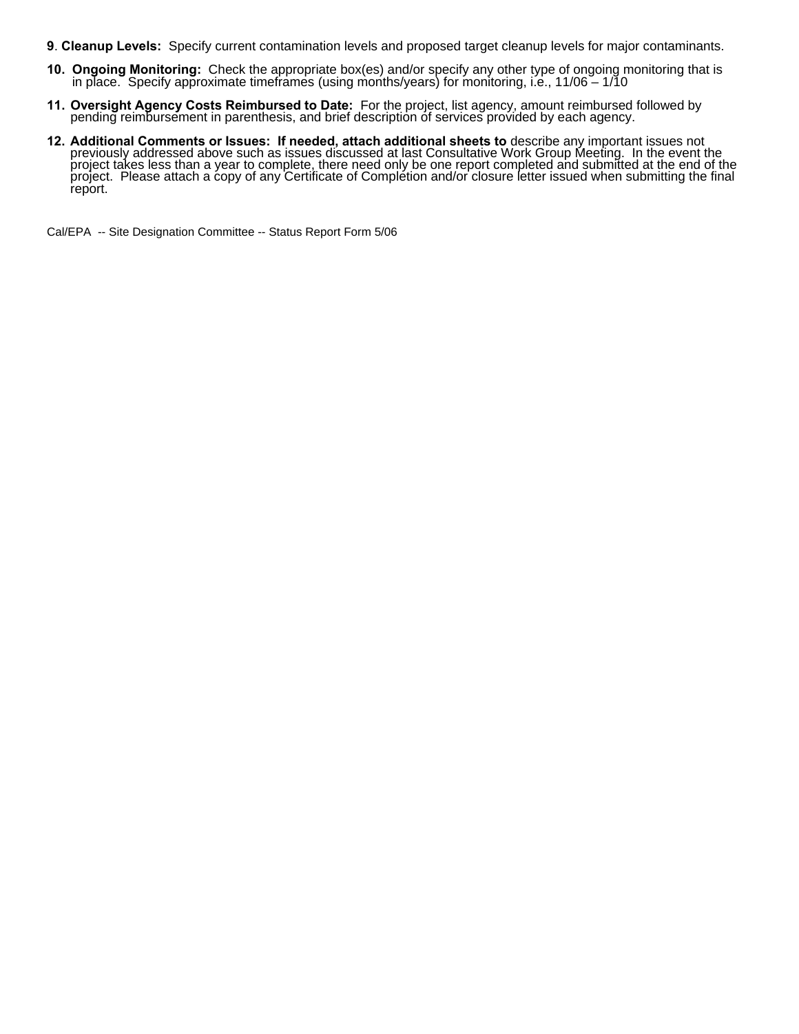9. **Cleanup Levels:** Specify current contamination levels and proposed target cleanup levels for major contaminants.

10. **Ongoing Monitoring:** Check the appropriate box(es) and/or specify any other type of ongoing monitoring that is in place. Specify approximate timeframes (using months/years) for monitoring, i.e., 11/06 – 1/10

11. **Oversight Agency Costs Reimbursed to Date:** For the project, list agency, amount reimbursed followed by pending reimbursement in parenthesis, and brief description of services provided by each agency.

12. **Additional Comments or Issues: If needed, attach additional sheets to** describe any important issues not previously addressed above such as issues discussed at last Consultative Work Group Meeting. In the event the project takes less than a year to complete, there need only be one report completed and submitted at the end of the project. Please attach a copy of any Certificate of Completion and/or closure letter issued when submitting the final report.

Cal/EPA -- Site Designation Committee -- Status Report Form 5/06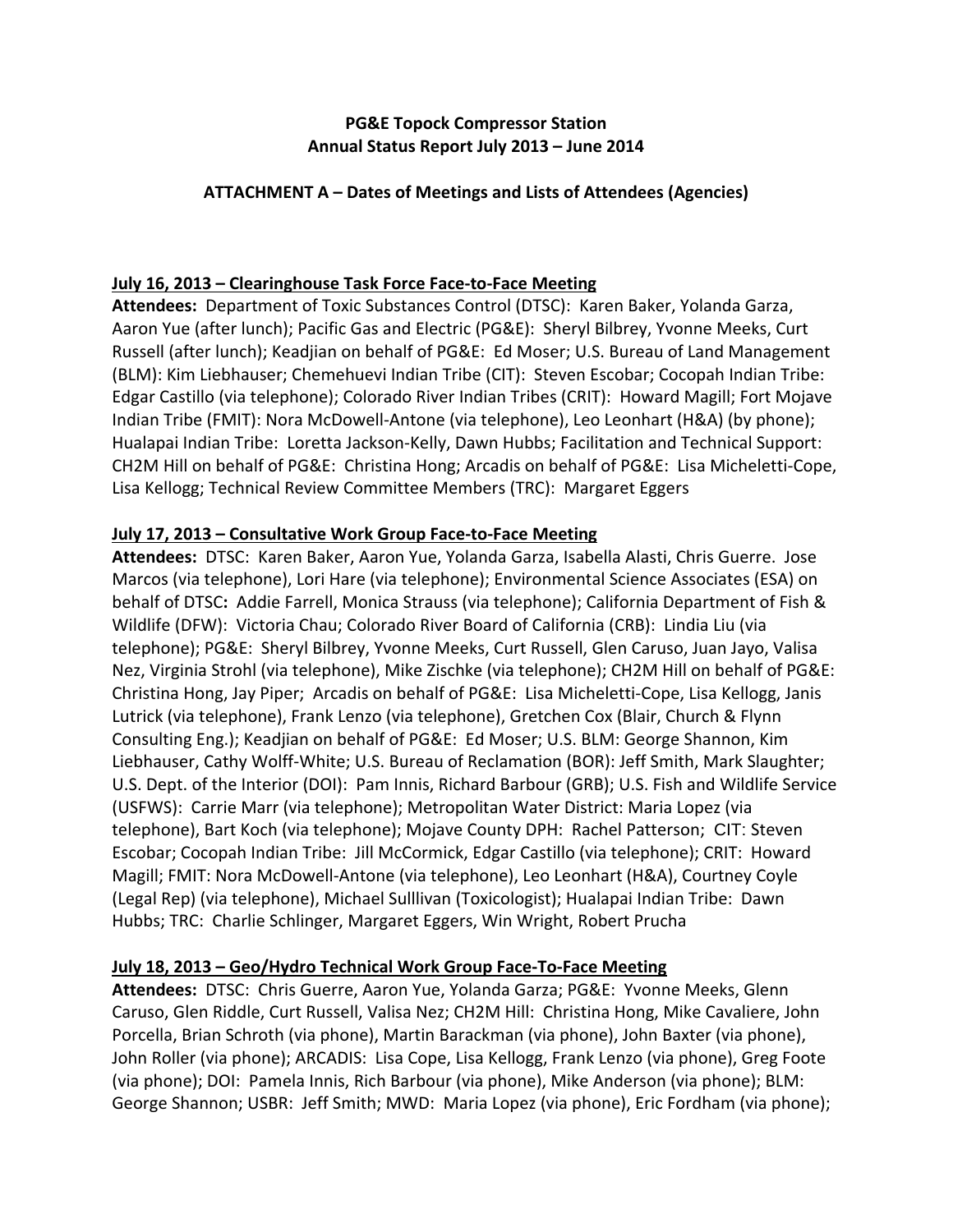**PG&E Topock Compressor Station**
**Annual Status Report July 2013 – June 2014**

**ATTACHMENT A – Dates of Meetings and Lists of Attendees (Agencies)**

**July 16, 2013 – Clearinghouse Task Force Face-to-Face Meeting**

**Attendees:** Department of Toxic Substances Control (DTSC): Karen Baker, Yolanda Garza, Aaron Yue (after lunch); Pacific Gas and Electric (PG&E): Sheryl Bilbrey, Yvonne Meeks, Curt Russell (after lunch); Keadjian on behalf of PG&E: Ed Moser; U.S. Bureau of Land Management (BLM): Kim Liebhauser; Chemehuevi Indian Tribe (CIT): Steven Escobar; Cocopah Indian Tribe: Edgar Castillo (via telephone); Colorado River Indian Tribes (CRIT): Howard Magill; Fort Mojave Indian Tribe (FMIT): Nora McDowell-Antone (via telephone), Leo Leonhart (H&A) (by phone); Hualapai Indian Tribe: Loretta Jackson-Kelly, Dawn Hubbs; Facilitation and Technical Support: CH2M Hill on behalf of PG&E: Christina Hong; Arcadis on behalf of PG&E: Lisa Micheletti-Cope, Lisa Kellogg; Technical Review Committee Members (TRC): Margaret Eggers

**July 17, 2013 – Consultative Work Group Face-to-Face Meeting**

**Attendees:** DTSC: Karen Baker, Aaron Yue, Yolanda Garza, Isabella Alasti, Chris Guerre. Jose Marcos (via telephone), Lori Hare (via telephone); Environmental Science Associates (ESA) on behalf of DTSC**:** Addie Farrell, Monica Strauss (via telephone); California Department of Fish & Wildlife (DFW): Victoria Chau; Colorado River Board of California (CRB): Lindia Liu (via telephone); PG&E: Sheryl Bilbrey, Yvonne Meeks, Curt Russell, Glen Caruso, Juan Jayo, Valisa Nez, Virginia Strohl (via telephone), Mike Zischke (via telephone); CH2M Hill on behalf of PG&E: Christina Hong, Jay Piper; Arcadis on behalf of PG&E: Lisa Micheletti-Cope, Lisa Kellogg, Janis Lutrick (via telephone), Frank Lenzo (via telephone), Gretchen Cox (Blair, Church & Flynn Consulting Eng.); Keadjian on behalf of PG&E: Ed Moser; U.S. BLM: George Shannon, Kim Liebhauser, Cathy Wolff-White; U.S. Bureau of Reclamation (BOR): Jeff Smith, Mark Slaughter; U.S. Dept. of the Interior (DOI): Pam Innis, Richard Barbour (GRB); U.S. Fish and Wildlife Service (USFWS): Carrie Marr (via telephone); Metropolitan Water District: Maria Lopez (via telephone), Bart Koch (via telephone); Mojave County DPH: Rachel Patterson; CIT: Steven Escobar; Cocopah Indian Tribe: Jill McCormick, Edgar Castillo (via telephone); CRIT: Howard Magill; FMIT: Nora McDowell-Antone (via telephone), Leo Leonhart (H&A), Courtney Coyle (Legal Rep) (via telephone), Michael Sulllivan (Toxicologist); Hualapai Indian Tribe: Dawn Hubbs; TRC: Charlie Schlinger, Margaret Eggers, Win Wright, Robert Prucha

**July 18, 2013 – Geo/Hydro Technical Work Group Face-To-Face Meeting**

**Attendees:** DTSC: Chris Guerre, Aaron Yue, Yolanda Garza; PG&E: Yvonne Meeks, Glenn Caruso, Glen Riddle, Curt Russell, Valisa Nez; CH2M Hill: Christina Hong, Mike Cavaliere, John Porcella, Brian Schroth (via phone), Martin Barackman (via phone), John Baxter (via phone), John Roller (via phone); ARCADIS: Lisa Cope, Lisa Kellogg, Frank Lenzo (via phone), Greg Foote (via phone); DOI: Pamela Innis, Rich Barbour (via phone), Mike Anderson (via phone); BLM: George Shannon; USBR: Jeff Smith; MWD: Maria Lopez (via phone), Eric Fordham (via phone);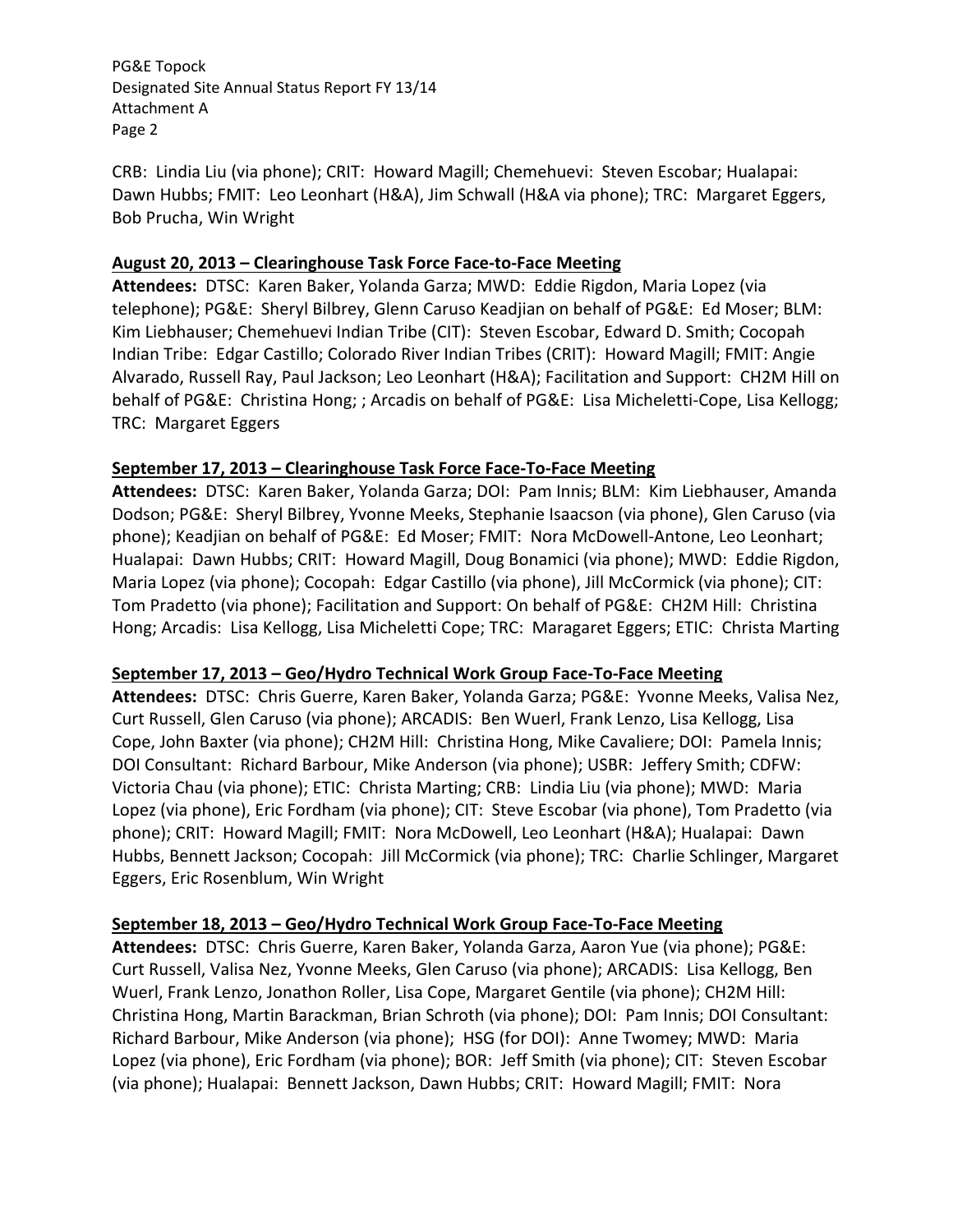CRB: Lindia Liu (via phone); CRIT: Howard Magill; Chemehuevi: Steven Escobar; Hualapai: Dawn Hubbs; FMIT: Leo Leonhart (H&A), Jim Schwall (H&A via phone); TRC: Margaret Eggers, Bob Prucha, Win Wright

**August 20, 2013 – Clearinghouse Task Force Face-to-Face Meeting**

**Attendees:** DTSC: Karen Baker, Yolanda Garza; MWD: Eddie Rigdon, Maria Lopez (via telephone); PG&E: Sheryl Bilbrey, Glenn Caruso Keadjian on behalf of PG&E: Ed Moser; BLM: Kim Liebhauser; Chemehuevi Indian Tribe (CIT): Steven Escobar, Edward D. Smith; Cocopah Indian Tribe: Edgar Castillo; Colorado River Indian Tribes (CRIT): Howard Magill; FMIT: Angie Alvarado, Russell Ray, Paul Jackson; Leo Leonhart (H&A); Facilitation and Support: CH2M Hill on behalf of PG&E: Christina Hong; ; Arcadis on behalf of PG&E: Lisa Micheletti-Cope, Lisa Kellogg; TRC: Margaret Eggers

**September 17, 2013 – Clearinghouse Task Force Face-To-Face Meeting**

**Attendees:** DTSC: Karen Baker, Yolanda Garza; DOI: Pam Innis; BLM: Kim Liebhauser, Amanda Dodson; PG&E: Sheryl Bilbrey, Yvonne Meeks, Stephanie Isaacson (via phone), Glen Caruso (via phone); Keadjian on behalf of PG&E: Ed Moser; FMIT: Nora McDowell-Antone, Leo Leonhart; Hualapai: Dawn Hubbs; CRIT: Howard Magill, Doug Bonamici (via phone); MWD: Eddie Rigdon, Maria Lopez (via phone); Cocopah: Edgar Castillo (via phone), Jill McCormick (via phone); CIT: Tom Pradetto (via phone); Facilitation and Support: On behalf of PG&E: CH2M Hill: Christina Hong; Arcadis: Lisa Kellogg, Lisa Micheletti Cope; TRC: Maragaret Eggers; ETIC: Christa Marting

**September 17, 2013 – Geo/Hydro Technical Work Group Face-To-Face Meeting**

**Attendees:** DTSC: Chris Guerre, Karen Baker, Yolanda Garza; PG&E: Yvonne Meeks, Valisa Nez, Curt Russell, Glen Caruso (via phone); ARCADIS: Ben Wuerl, Frank Lenzo, Lisa Kellogg, Lisa Cope, John Baxter (via phone); CH2M Hill: Christina Hong, Mike Cavaliere; DOI: Pamela Innis; DOI Consultant: Richard Barbour, Mike Anderson (via phone); USBR: Jeffery Smith; CDFW: Victoria Chau (via phone); ETIC: Christa Marting; CRB: Lindia Liu (via phone); MWD: Maria Lopez (via phone), Eric Fordham (via phone); CIT: Steve Escobar (via phone), Tom Pradetto (via phone); CRIT: Howard Magill; FMIT: Nora McDowell, Leo Leonhart (H&A); Hualapai: Dawn Hubbs, Bennett Jackson; Cocopah: Jill McCormick (via phone); TRC: Charlie Schlinger, Margaret Eggers, Eric Rosenblum, Win Wright

**September 18, 2013 – Geo/Hydro Technical Work Group Face-To-Face Meeting**

**Attendees:** DTSC: Chris Guerre, Karen Baker, Yolanda Garza, Aaron Yue (via phone); PG&E: Curt Russell, Valisa Nez, Yvonne Meeks, Glen Caruso (via phone); ARCADIS: Lisa Kellogg, Ben Wuerl, Frank Lenzo, Jonathon Roller, Lisa Cope, Margaret Gentile (via phone); CH2M Hill: Christina Hong, Martin Barackman, Brian Schroth (via phone); DOI: Pam Innis; DOI Consultant: Richard Barbour, Mike Anderson (via phone); HSG (for DOI): Anne Twomey; MWD: Maria Lopez (via phone), Eric Fordham (via phone); BOR: Jeff Smith (via phone); CIT: Steven Escobar (via phone); Hualapai: Bennett Jackson, Dawn Hubbs; CRIT: Howard Magill; FMIT: Nora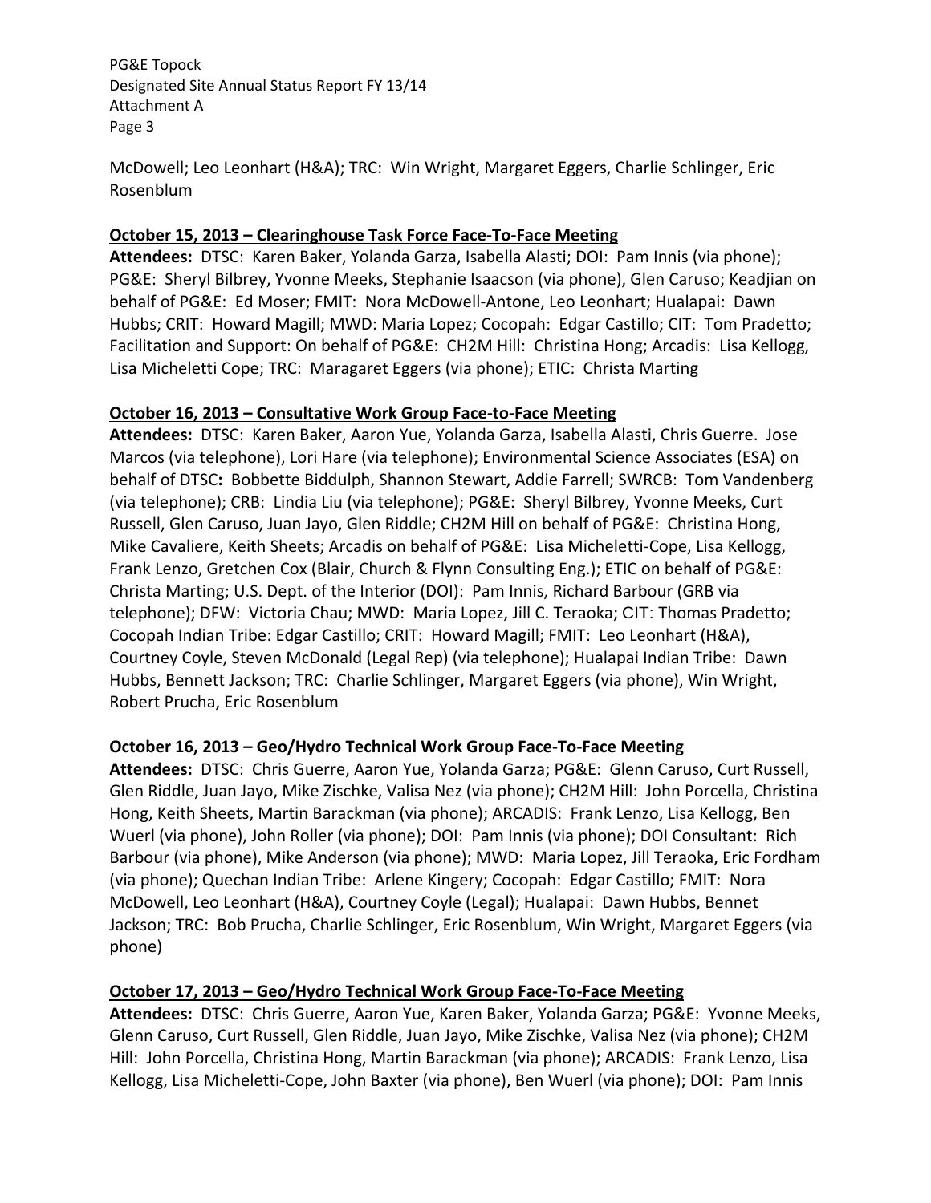McDowell; Leo Leonhart (H&A); TRC: Win Wright, Margaret Eggers, Charlie Schlinger, Eric Rosenblum

**October 15, 2013 – Clearinghouse Task Force Face-To-Face Meeting**

**Attendees:** DTSC: Karen Baker, Yolanda Garza, Isabella Alasti; DOI: Pam Innis (via phone); PG&E: Sheryl Bilbrey, Yvonne Meeks, Stephanie Isaacson (via phone), Glen Caruso; Keadjian on behalf of PG&E: Ed Moser; FMIT: Nora McDowell-Antone, Leo Leonhart; Hualapai: Dawn Hubbs; CRIT: Howard Magill; MWD: Maria Lopez; Cocopah: Edgar Castillo; CIT: Tom Pradetto; Facilitation and Support: On behalf of PG&E: CH2M Hill: Christina Hong; Arcadis: Lisa Kellogg, Lisa Micheletti Cope; TRC: Maragaret Eggers (via phone); ETIC: Christa Marting

**October 16, 2013 – Consultative Work Group Face-to-Face Meeting**

**Attendees:** DTSC: Karen Baker, Aaron Yue, Yolanda Garza, Isabella Alasti, Chris Guerre. Jose Marcos (via telephone), Lori Hare (via telephone); Environmental Science Associates (ESA) on behalf of DTSC**:** Bobbette Biddulph, Shannon Stewart, Addie Farrell; SWRCB: Tom Vandenberg (via telephone); CRB: Lindia Liu (via telephone); PG&E: Sheryl Bilbrey, Yvonne Meeks, Curt Russell, Glen Caruso, Juan Jayo, Glen Riddle; CH2M Hill on behalf of PG&E: Christina Hong, Mike Cavaliere, Keith Sheets; Arcadis on behalf of PG&E: Lisa Micheletti-Cope, Lisa Kellogg, Frank Lenzo, Gretchen Cox (Blair, Church & Flynn Consulting Eng.); ETIC on behalf of PG&E: Christa Marting; U.S. Dept. of the Interior (DOI): Pam Innis, Richard Barbour (GRB via telephone); DFW: Victoria Chau; MWD: Maria Lopez, Jill C. Teraoka; CIT: Thomas Pradetto; Cocopah Indian Tribe: Edgar Castillo; CRIT: Howard Magill; FMIT: Leo Leonhart (H&A), Courtney Coyle, Steven McDonald (Legal Rep) (via telephone); Hualapai Indian Tribe: Dawn Hubbs, Bennett Jackson; TRC: Charlie Schlinger, Margaret Eggers (via phone), Win Wright, Robert Prucha, Eric Rosenblum

**October 16, 2013 – Geo/Hydro Technical Work Group Face-To-Face Meeting**

**Attendees:** DTSC: Chris Guerre, Aaron Yue, Yolanda Garza; PG&E: Glenn Caruso, Curt Russell, Glen Riddle, Juan Jayo, Mike Zischke, Valisa Nez (via phone); CH2M Hill: John Porcella, Christina Hong, Keith Sheets, Martin Barackman (via phone); ARCADIS: Frank Lenzo, Lisa Kellogg, Ben Wuerl (via phone), John Roller (via phone); DOI: Pam Innis (via phone); DOI Consultant: Rich Barbour (via phone), Mike Anderson (via phone); MWD: Maria Lopez, Jill Teraoka, Eric Fordham (via phone); Quechan Indian Tribe: Arlene Kingery; Cocopah: Edgar Castillo; FMIT: Nora McDowell, Leo Leonhart (H&A), Courtney Coyle (Legal); Hualapai: Dawn Hubbs, Bennet Jackson; TRC: Bob Prucha, Charlie Schlinger, Eric Rosenblum, Win Wright, Margaret Eggers (via phone)

**October 17, 2013 – Geo/Hydro Technical Work Group Face-To-Face Meeting**

**Attendees:** DTSC: Chris Guerre, Aaron Yue, Karen Baker, Yolanda Garza; PG&E: Yvonne Meeks, Glenn Caruso, Curt Russell, Glen Riddle, Juan Jayo, Mike Zischke, Valisa Nez (via phone); CH2M Hill: John Porcella, Christina Hong, Martin Barackman (via phone); ARCADIS: Frank Lenzo, Lisa Kellogg, Lisa Micheletti-Cope, John Baxter (via phone), Ben Wuerl (via phone); DOI: Pam Innis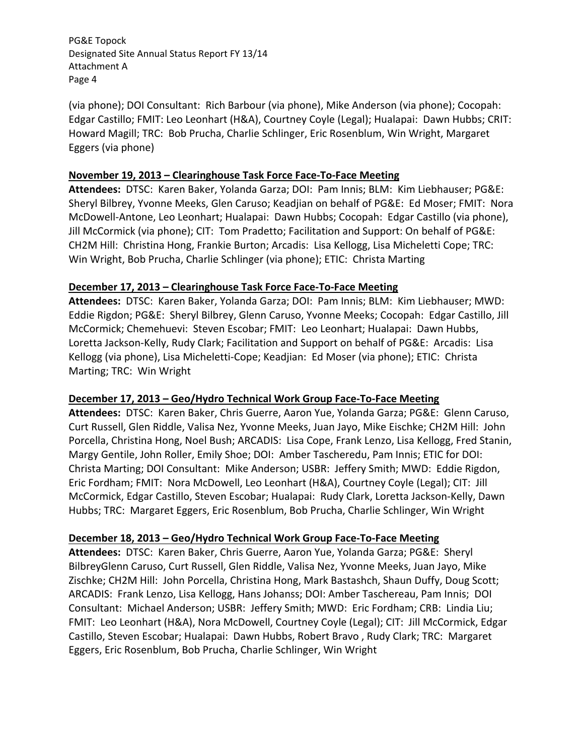(via phone); DOI Consultant: Rich Barbour (via phone), Mike Anderson (via phone); Cocopah: Edgar Castillo; FMIT: Leo Leonhart (H&A), Courtney Coyle (Legal); Hualapai: Dawn Hubbs; CRIT: Howard Magill; TRC: Bob Prucha, Charlie Schlinger, Eric Rosenblum, Win Wright, Margaret Eggers (via phone)

**November 19, 2013 – Clearinghouse Task Force Face-To-Face Meeting**

**Attendees:** DTSC: Karen Baker, Yolanda Garza; DOI: Pam Innis; BLM: Kim Liebhauser; PG&E: Sheryl Bilbrey, Yvonne Meeks, Glen Caruso; Keadjian on behalf of PG&E: Ed Moser; FMIT: Nora McDowell-Antone, Leo Leonhart; Hualapai: Dawn Hubbs; Cocopah: Edgar Castillo (via phone), Jill McCormick (via phone); CIT: Tom Pradetto; Facilitation and Support: On behalf of PG&E: CH2M Hill: Christina Hong, Frankie Burton; Arcadis: Lisa Kellogg, Lisa Micheletti Cope; TRC: Win Wright, Bob Prucha, Charlie Schlinger (via phone); ETIC: Christa Marting

**December 17, 2013 – Clearinghouse Task Force Face-To-Face Meeting**

**Attendees:** DTSC: Karen Baker, Yolanda Garza; DOI: Pam Innis; BLM: Kim Liebhauser; MWD: Eddie Rigdon; PG&E: Sheryl Bilbrey, Glenn Caruso, Yvonne Meeks; Cocopah: Edgar Castillo, Jill McCormick; Chemehuevi: Steven Escobar; FMIT: Leo Leonhart; Hualapai: Dawn Hubbs, Loretta Jackson-Kelly, Rudy Clark; Facilitation and Support on behalf of PG&E: Arcadis: Lisa Kellogg (via phone), Lisa Micheletti-Cope; Keadjian: Ed Moser (via phone); ETIC: Christa Marting; TRC: Win Wright

**December 17, 2013 – Geo/Hydro Technical Work Group Face-To-Face Meeting**

**Attendees:** DTSC: Karen Baker, Chris Guerre, Aaron Yue, Yolanda Garza; PG&E: Glenn Caruso, Curt Russell, Glen Riddle, Valisa Nez, Yvonne Meeks, Juan Jayo, Mike Eischke; CH2M Hill: John Porcella, Christina Hong, Noel Bush; ARCADIS: Lisa Cope, Frank Lenzo, Lisa Kellogg, Fred Stanin, Margy Gentile, John Roller, Emily Shoe; DOI: Amber Tascheredu, Pam Innis; ETIC for DOI: Christa Marting; DOI Consultant: Mike Anderson; USBR: Jeffery Smith; MWD: Eddie Rigdon, Eric Fordham; FMIT: Nora McDowell, Leo Leonhart (H&A), Courtney Coyle (Legal); CIT: Jill McCormick, Edgar Castillo, Steven Escobar; Hualapai: Rudy Clark, Loretta Jackson-Kelly, Dawn Hubbs; TRC: Margaret Eggers, Eric Rosenblum, Bob Prucha, Charlie Schlinger, Win Wright

**December 18, 2013 – Geo/Hydro Technical Work Group Face-To-Face Meeting**

**Attendees:** DTSC: Karen Baker, Chris Guerre, Aaron Yue, Yolanda Garza; PG&E: Sheryl BilbreyGlenn Caruso, Curt Russell, Glen Riddle, Valisa Nez, Yvonne Meeks, Juan Jayo, Mike Zischke; CH2M Hill: John Porcella, Christina Hong, Mark Bastashch, Shaun Duffy, Doug Scott; ARCADIS: Frank Lenzo, Lisa Kellogg, Hans Johanss; DOI: Amber Taschereau, Pam Innis; DOI Consultant: Michael Anderson; USBR: Jeffery Smith; MWD: Eric Fordham; CRB: Lindia Liu; FMIT: Leo Leonhart (H&A), Nora McDowell, Courtney Coyle (Legal); CIT: Jill McCormick, Edgar Castillo, Steven Escobar; Hualapai: Dawn Hubbs, Robert Bravo , Rudy Clark; TRC: Margaret Eggers, Eric Rosenblum, Bob Prucha, Charlie Schlinger, Win Wright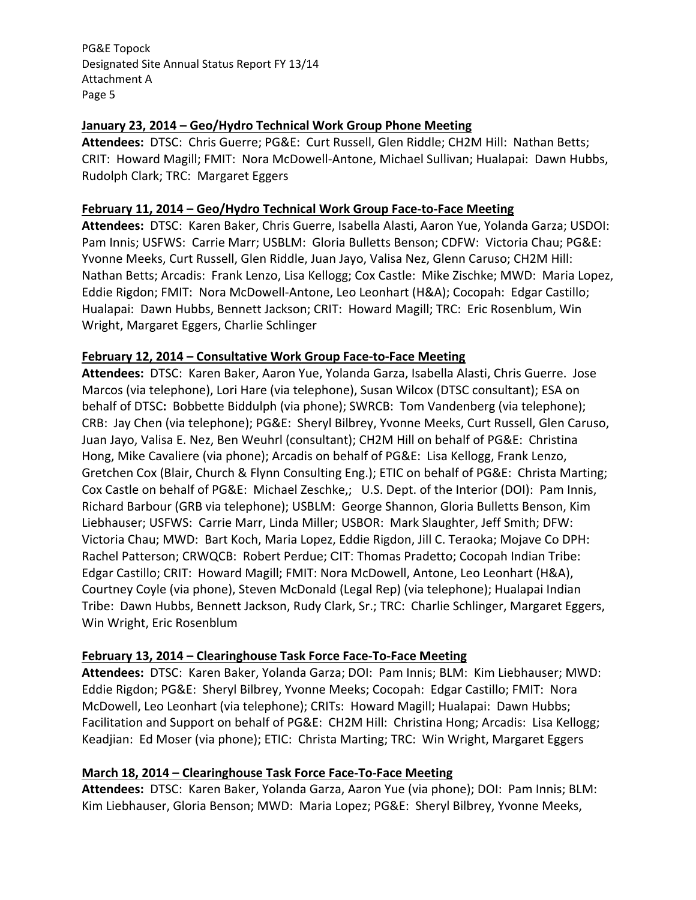**January 23, 2014 – Geo/Hydro Technical Work Group Phone Meeting**

**Attendees:** DTSC: Chris Guerre; PG&E: Curt Russell, Glen Riddle; CH2M Hill: Nathan Betts; CRIT: Howard Magill; FMIT: Nora McDowell-Antone, Michael Sullivan; Hualapai: Dawn Hubbs, Rudolph Clark; TRC: Margaret Eggers

**February 11, 2014 – Geo/Hydro Technical Work Group Face-to-Face Meeting**

**Attendees:** DTSC: Karen Baker, Chris Guerre, Isabella Alasti, Aaron Yue, Yolanda Garza; USDOI: Pam Innis; USFWS: Carrie Marr; USBLM: Gloria Bulletts Benson; CDFW: Victoria Chau; PG&E: Yvonne Meeks, Curt Russell, Glen Riddle, Juan Jayo, Valisa Nez, Glenn Caruso; CH2M Hill: Nathan Betts; Arcadis: Frank Lenzo, Lisa Kellogg; Cox Castle: Mike Zischke; MWD: Maria Lopez, Eddie Rigdon; FMIT: Nora McDowell-Antone, Leo Leonhart (H&A); Cocopah: Edgar Castillo; Hualapai: Dawn Hubbs, Bennett Jackson; CRIT: Howard Magill; TRC: Eric Rosenblum, Win Wright, Margaret Eggers, Charlie Schlinger

**February 12, 2014 – Consultative Work Group Face-to-Face Meeting**

**Attendees:** DTSC: Karen Baker, Aaron Yue, Yolanda Garza, Isabella Alasti, Chris Guerre. Jose Marcos (via telephone), Lori Hare (via telephone), Susan Wilcox (DTSC consultant); ESA on behalf of DTSC**:** Bobbette Biddulph (via phone); SWRCB: Tom Vandenberg (via telephone); CRB: Jay Chen (via telephone); PG&E: Sheryl Bilbrey, Yvonne Meeks, Curt Russell, Glen Caruso, Juan Jayo, Valisa E. Nez, Ben Weuhrl (consultant); CH2M Hill on behalf of PG&E: Christina Hong, Mike Cavaliere (via phone); Arcadis on behalf of PG&E: Lisa Kellogg, Frank Lenzo, Gretchen Cox (Blair, Church & Flynn Consulting Eng.); ETIC on behalf of PG&E: Christa Marting; Cox Castle on behalf of PG&E: Michael Zeschke,; U.S. Dept. of the Interior (DOI): Pam Innis, Richard Barbour (GRB via telephone); USBLM: George Shannon, Gloria Bulletts Benson, Kim Liebhauser; USFWS: Carrie Marr, Linda Miller; USBOR: Mark Slaughter, Jeff Smith; DFW: Victoria Chau; MWD: Bart Koch, Maria Lopez, Eddie Rigdon, Jill C. Teraoka; Mojave Co DPH: Rachel Patterson; CRWQCB: Robert Perdue; CIT: Thomas Pradetto; Cocopah Indian Tribe: Edgar Castillo; CRIT: Howard Magill; FMIT: Nora McDowell, Antone, Leo Leonhart (H&A), Courtney Coyle (via phone), Steven McDonald (Legal Rep) (via telephone); Hualapai Indian Tribe: Dawn Hubbs, Bennett Jackson, Rudy Clark, Sr.; TRC: Charlie Schlinger, Margaret Eggers, Win Wright, Eric Rosenblum

**February 13, 2014 – Clearinghouse Task Force Face-To-Face Meeting**

**Attendees:** DTSC: Karen Baker, Yolanda Garza; DOI: Pam Innis; BLM: Kim Liebhauser; MWD: Eddie Rigdon; PG&E: Sheryl Bilbrey, Yvonne Meeks; Cocopah: Edgar Castillo; FMIT: Nora McDowell, Leo Leonhart (via telephone); CRITs: Howard Magill; Hualapai: Dawn Hubbs; Facilitation and Support on behalf of PG&E: CH2M Hill: Christina Hong; Arcadis: Lisa Kellogg; Keadjian: Ed Moser (via phone); ETIC: Christa Marting; TRC: Win Wright, Margaret Eggers

**March 18, 2014 – Clearinghouse Task Force Face-To-Face Meeting**

**Attendees:** DTSC: Karen Baker, Yolanda Garza, Aaron Yue (via phone); DOI: Pam Innis; BLM: Kim Liebhauser, Gloria Benson; MWD: Maria Lopez; PG&E: Sheryl Bilbrey, Yvonne Meeks,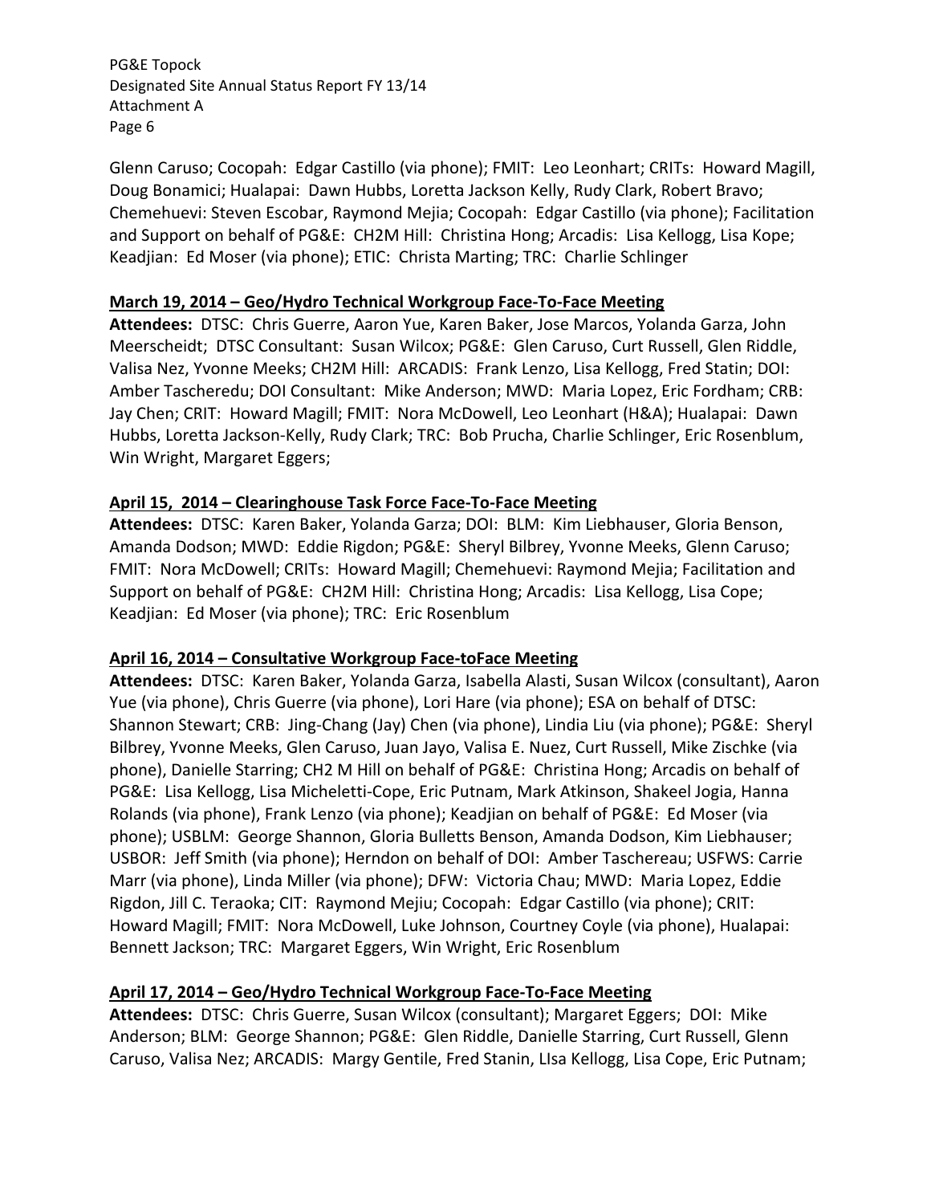Glenn Caruso; Cocopah: Edgar Castillo (via phone); FMIT: Leo Leonhart; CRITs: Howard Magill, Doug Bonamici; Hualapai: Dawn Hubbs, Loretta Jackson Kelly, Rudy Clark, Robert Bravo; Chemehuevi: Steven Escobar, Raymond Mejia; Cocopah: Edgar Castillo (via phone); Facilitation and Support on behalf of PG&E: CH2M Hill: Christina Hong; Arcadis: Lisa Kellogg, Lisa Kope; Keadjian: Ed Moser (via phone); ETIC: Christa Marting; TRC: Charlie Schlinger

**March 19, 2014 – Geo/Hydro Technical Workgroup Face-To-Face Meeting**

**Attendees:** DTSC: Chris Guerre, Aaron Yue, Karen Baker, Jose Marcos, Yolanda Garza, John Meerscheidt; DTSC Consultant: Susan Wilcox; PG&E: Glen Caruso, Curt Russell, Glen Riddle, Valisa Nez, Yvonne Meeks; CH2M Hill: ARCADIS: Frank Lenzo, Lisa Kellogg, Fred Statin; DOI: Amber Tascheredu; DOI Consultant: Mike Anderson; MWD: Maria Lopez, Eric Fordham; CRB: Jay Chen; CRIT: Howard Magill; FMIT: Nora McDowell, Leo Leonhart (H&A); Hualapai: Dawn Hubbs, Loretta Jackson-Kelly, Rudy Clark; TRC: Bob Prucha, Charlie Schlinger, Eric Rosenblum, Win Wright, Margaret Eggers;

**April 15, 2014 – Clearinghouse Task Force Face-To-Face Meeting**

**Attendees:** DTSC: Karen Baker, Yolanda Garza; DOI: BLM: Kim Liebhauser, Gloria Benson, Amanda Dodson; MWD: Eddie Rigdon; PG&E: Sheryl Bilbrey, Yvonne Meeks, Glenn Caruso; FMIT: Nora McDowell; CRITs: Howard Magill; Chemehuevi: Raymond Mejia; Facilitation and Support on behalf of PG&E: CH2M Hill: Christina Hong; Arcadis: Lisa Kellogg, Lisa Cope; Keadjian: Ed Moser (via phone); TRC: Eric Rosenblum

**April 16, 2014 – Consultative Workgroup Face-toFace Meeting**

**Attendees:** DTSC: Karen Baker, Yolanda Garza, Isabella Alasti, Susan Wilcox (consultant), Aaron Yue (via phone), Chris Guerre (via phone), Lori Hare (via phone); ESA on behalf of DTSC: Shannon Stewart; CRB: Jing-Chang (Jay) Chen (via phone), Lindia Liu (via phone); PG&E: Sheryl Bilbrey, Yvonne Meeks, Glen Caruso, Juan Jayo, Valisa E. Nuez, Curt Russell, Mike Zischke (via phone), Danielle Starring; CH2 M Hill on behalf of PG&E: Christina Hong; Arcadis on behalf of PG&E: Lisa Kellogg, Lisa Micheletti-Cope, Eric Putnam, Mark Atkinson, Shakeel Jogia, Hanna Rolands (via phone), Frank Lenzo (via phone); Keadjian on behalf of PG&E: Ed Moser (via phone); USBLM: George Shannon, Gloria Bulletts Benson, Amanda Dodson, Kim Liebhauser; USBOR: Jeff Smith (via phone); Herndon on behalf of DOI: Amber Taschereau; USFWS: Carrie Marr (via phone), Linda Miller (via phone); DFW: Victoria Chau; MWD: Maria Lopez, Eddie Rigdon, Jill C. Teraoka; CIT: Raymond Mejiu; Cocopah: Edgar Castillo (via phone); CRIT: Howard Magill; FMIT: Nora McDowell, Luke Johnson, Courtney Coyle (via phone), Hualapai: Bennett Jackson; TRC: Margaret Eggers, Win Wright, Eric Rosenblum

**April 17, 2014 – Geo/Hydro Technical Workgroup Face-To-Face Meeting**

**Attendees:** DTSC: Chris Guerre, Susan Wilcox (consultant); Margaret Eggers; DOI: Mike Anderson; BLM: George Shannon; PG&E: Glen Riddle, Danielle Starring, Curt Russell, Glenn Caruso, Valisa Nez; ARCADIS: Margy Gentile, Fred Stanin, LIsa Kellogg, Lisa Cope, Eric Putnam;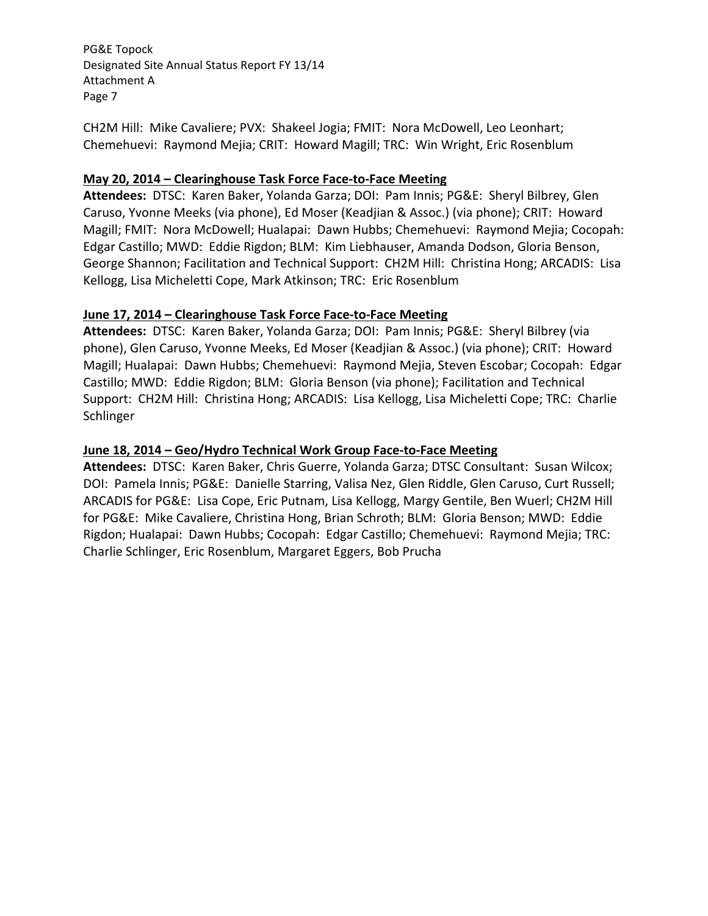CH2M Hill: Mike Cavaliere; PVX: Shakeel Jogia; FMIT: Nora McDowell, Leo Leonhart; Chemehuevi: Raymond Mejia; CRIT: Howard Magill; TRC: Win Wright, Eric Rosenblum

**May 20, 2014 – Clearinghouse Task Force Face-to-Face Meeting**

**Attendees:** DTSC: Karen Baker, Yolanda Garza; DOI: Pam Innis; PG&E: Sheryl Bilbrey, Glen Caruso, Yvonne Meeks (via phone), Ed Moser (Keadjian & Assoc.) (via phone); CRIT: Howard Magill; FMIT: Nora McDowell; Hualapai: Dawn Hubbs; Chemehuevi: Raymond Mejia; Cocopah: Edgar Castillo; MWD: Eddie Rigdon; BLM: Kim Liebhauser, Amanda Dodson, Gloria Benson, George Shannon; Facilitation and Technical Support: CH2M Hill: Christina Hong; ARCADIS: Lisa Kellogg, Lisa Micheletti Cope, Mark Atkinson; TRC: Eric Rosenblum

**June 17, 2014 – Clearinghouse Task Force Face-to-Face Meeting**

**Attendees:** DTSC: Karen Baker, Yolanda Garza; DOI: Pam Innis; PG&E: Sheryl Bilbrey (via phone), Glen Caruso, Yvonne Meeks, Ed Moser (Keadjian & Assoc.) (via phone); CRIT: Howard Magill; Hualapai: Dawn Hubbs; Chemehuevi: Raymond Mejia, Steven Escobar; Cocopah: Edgar Castillo; MWD: Eddie Rigdon; BLM: Gloria Benson (via phone); Facilitation and Technical Support: CH2M Hill: Christina Hong; ARCADIS: Lisa Kellogg, Lisa Micheletti Cope; TRC: Charlie Schlinger

**June 18, 2014 – Geo/Hydro Technical Work Group Face-to-Face Meeting**

**Attendees:** DTSC: Karen Baker, Chris Guerre, Yolanda Garza; DTSC Consultant: Susan Wilcox; DOI: Pamela Innis; PG&E: Danielle Starring, Valisa Nez, Glen Riddle, Glen Caruso, Curt Russell; ARCADIS for PG&E: Lisa Cope, Eric Putnam, Lisa Kellogg, Margy Gentile, Ben Wuerl; CH2M Hill for PG&E: Mike Cavaliere, Christina Hong, Brian Schroth; BLM: Gloria Benson; MWD: Eddie Rigdon; Hualapai: Dawn Hubbs; Cocopah: Edgar Castillo; Chemehuevi: Raymond Mejia; TRC: Charlie Schlinger, Eric Rosenblum, Margaret Eggers, Bob Prucha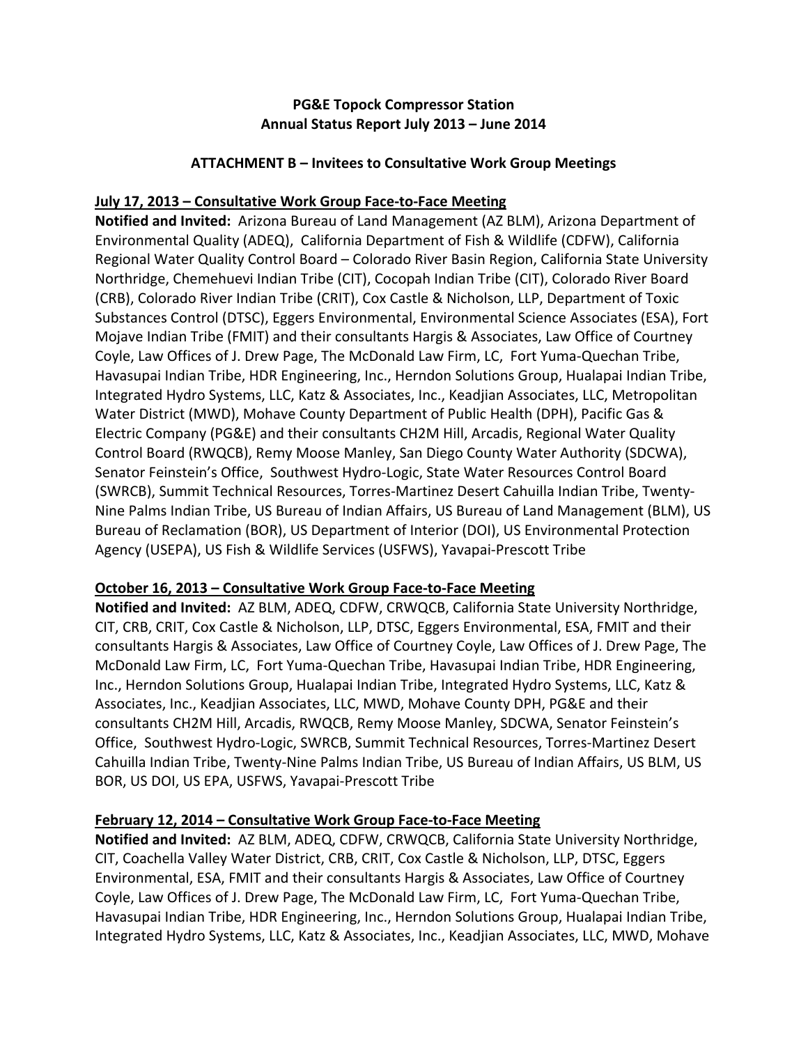**PG&E Topock Compressor Station**
**Annual Status Report July 2013 – June 2014**

**ATTACHMENT B – Invitees to Consultative Work Group Meetings**

**July 17, 2013 – Consultative Work Group Face-to-Face Meeting**

**Notified and Invited:** Arizona Bureau of Land Management (AZ BLM), Arizona Department of Environmental Quality (ADEQ), California Department of Fish & Wildlife (CDFW), California Regional Water Quality Control Board – Colorado River Basin Region, California State University Northridge, Chemehuevi Indian Tribe (CIT), Cocopah Indian Tribe (CIT), Colorado River Board (CRB), Colorado River Indian Tribe (CRIT), Cox Castle & Nicholson, LLP, Department of Toxic Substances Control (DTSC), Eggers Environmental, Environmental Science Associates (ESA), Fort Mojave Indian Tribe (FMIT) and their consultants Hargis & Associates, Law Office of Courtney Coyle, Law Offices of J. Drew Page, The McDonald Law Firm, LC, Fort Yuma-Quechan Tribe, Havasupai Indian Tribe, HDR Engineering, Inc., Herndon Solutions Group, Hualapai Indian Tribe, Integrated Hydro Systems, LLC, Katz & Associates, Inc., Keadjian Associates, LLC, Metropolitan Water District (MWD), Mohave County Department of Public Health (DPH), Pacific Gas & Electric Company (PG&E) and their consultants CH2M Hill, Arcadis, Regional Water Quality Control Board (RWQCB), Remy Moose Manley, San Diego County Water Authority (SDCWA), Senator Feinstein's Office, Southwest Hydro-Logic, State Water Resources Control Board (SWRCB), Summit Technical Resources, Torres-Martinez Desert Cahuilla Indian Tribe, Twenty-Nine Palms Indian Tribe, US Bureau of Indian Affairs, US Bureau of Land Management (BLM), US Bureau of Reclamation (BOR), US Department of Interior (DOI), US Environmental Protection Agency (USEPA), US Fish & Wildlife Services (USFWS), Yavapai-Prescott Tribe

**October 16, 2013 – Consultative Work Group Face-to-Face Meeting**

**Notified and Invited:** AZ BLM, ADEQ, CDFW, CRWQCB, California State University Northridge, CIT, CRB, CRIT, Cox Castle & Nicholson, LLP, DTSC, Eggers Environmental, ESA, FMIT and their consultants Hargis & Associates, Law Office of Courtney Coyle, Law Offices of J. Drew Page, The McDonald Law Firm, LC, Fort Yuma-Quechan Tribe, Havasupai Indian Tribe, HDR Engineering, Inc., Herndon Solutions Group, Hualapai Indian Tribe, Integrated Hydro Systems, LLC, Katz & Associates, Inc., Keadjian Associates, LLC, MWD, Mohave County DPH, PG&E and their consultants CH2M Hill, Arcadis, RWQCB, Remy Moose Manley, SDCWA, Senator Feinstein's Office, Southwest Hydro-Logic, SWRCB, Summit Technical Resources, Torres-Martinez Desert Cahuilla Indian Tribe, Twenty-Nine Palms Indian Tribe, US Bureau of Indian Affairs, US BLM, US BOR, US DOI, US EPA, USFWS, Yavapai-Prescott Tribe

**February 12, 2014 – Consultative Work Group Face-to-Face Meeting**

**Notified and Invited:** AZ BLM, ADEQ, CDFW, CRWQCB, California State University Northridge, CIT, Coachella Valley Water District, CRB, CRIT, Cox Castle & Nicholson, LLP, DTSC, Eggers Environmental, ESA, FMIT and their consultants Hargis & Associates, Law Office of Courtney Coyle, Law Offices of J. Drew Page, The McDonald Law Firm, LC, Fort Yuma-Quechan Tribe, Havasupai Indian Tribe, HDR Engineering, Inc., Herndon Solutions Group, Hualapai Indian Tribe, Integrated Hydro Systems, LLC, Katz & Associates, Inc., Keadjian Associates, LLC, MWD, Mohave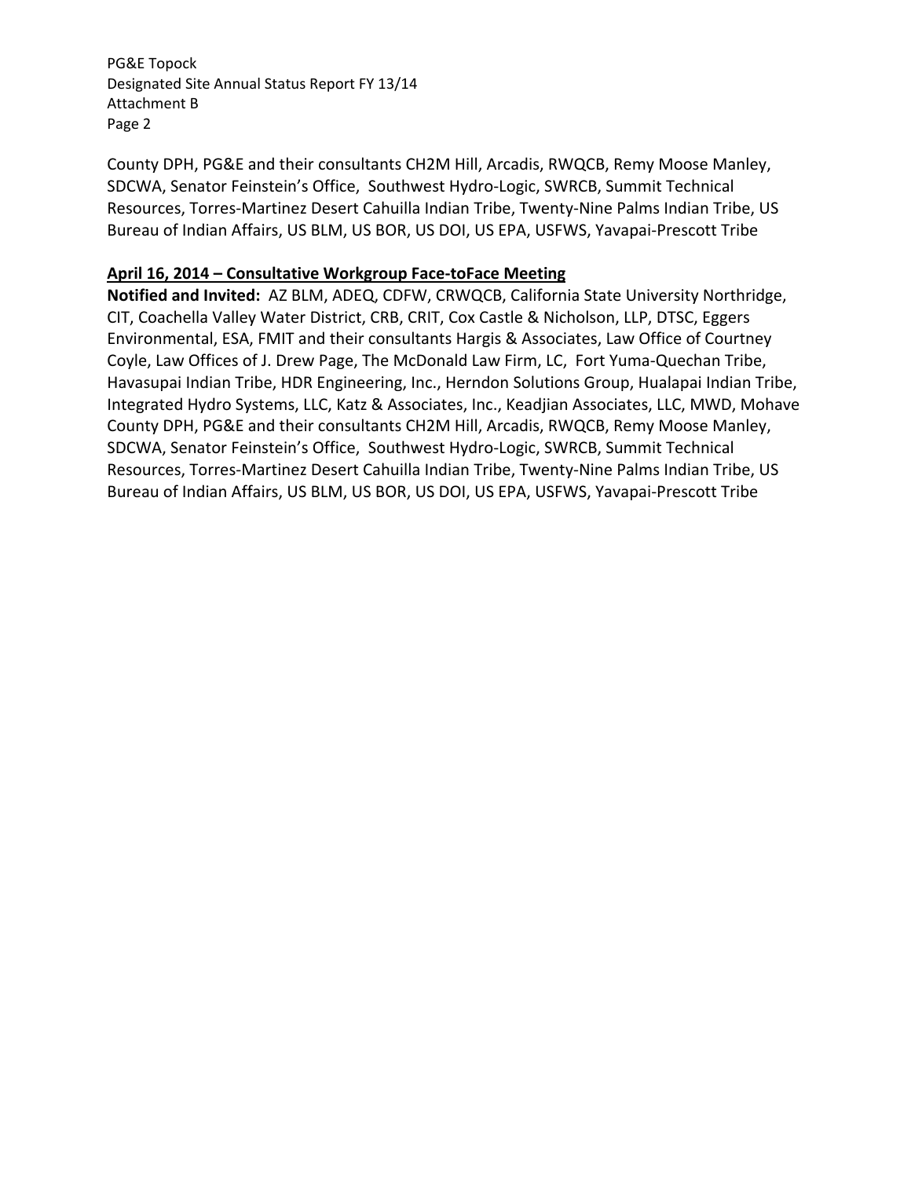County DPH, PG&E and their consultants CH2M Hill, Arcadis, RWQCB, Remy Moose Manley, SDCWA, Senator Feinstein's Office, Southwest Hydro-Logic, SWRCB, Summit Technical Resources, Torres-Martinez Desert Cahuilla Indian Tribe, Twenty-Nine Palms Indian Tribe, US Bureau of Indian Affairs, US BLM, US BOR, US DOI, US EPA, USFWS, Yavapai-Prescott Tribe

**April 16, 2014 – Consultative Workgroup Face-toFace Meeting**

**Notified and Invited:** AZ BLM, ADEQ, CDFW, CRWQCB, California State University Northridge, CIT, Coachella Valley Water District, CRB, CRIT, Cox Castle & Nicholson, LLP, DTSC, Eggers Environmental, ESA, FMIT and their consultants Hargis & Associates, Law Office of Courtney Coyle, Law Offices of J. Drew Page, The McDonald Law Firm, LC, Fort Yuma-Quechan Tribe, Havasupai Indian Tribe, HDR Engineering, Inc., Herndon Solutions Group, Hualapai Indian Tribe, Integrated Hydro Systems, LLC, Katz & Associates, Inc., Keadjian Associates, LLC, MWD, Mohave County DPH, PG&E and their consultants CH2M Hill, Arcadis, RWQCB, Remy Moose Manley, SDCWA, Senator Feinstein's Office, Southwest Hydro-Logic, SWRCB, Summit Technical Resources, Torres-Martinez Desert Cahuilla Indian Tribe, Twenty-Nine Palms Indian Tribe, US Bureau of Indian Affairs, US BLM, US BOR, US DOI, US EPA, USFWS, Yavapai-Prescott Tribe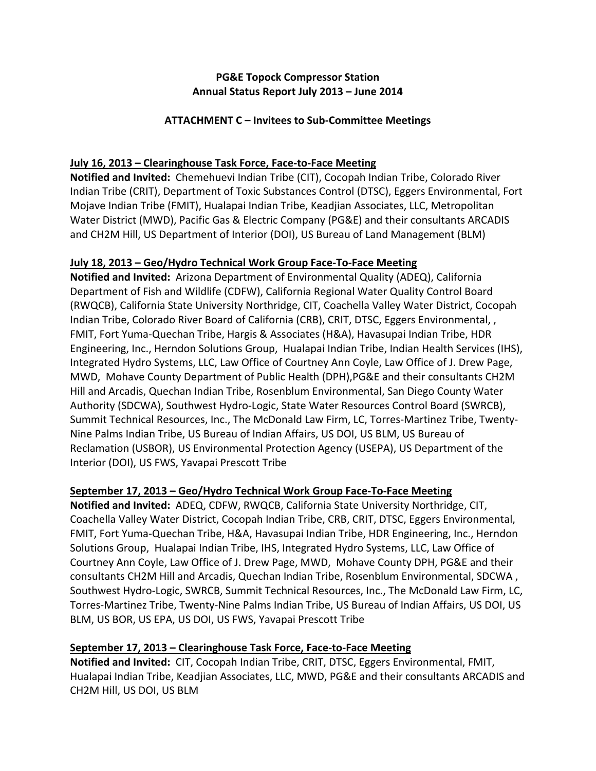**PG&E Topock Compressor Station**
**Annual Status Report July 2013 – June 2014**

**ATTACHMENT C – Invitees to Sub-Committee Meetings**

**July 16, 2013 – Clearinghouse Task Force, Face-to-Face Meeting**
**Notified and Invited:** Chemehuevi Indian Tribe (CIT), Cocopah Indian Tribe, Colorado River Indian Tribe (CRIT), Department of Toxic Substances Control (DTSC), Eggers Environmental, Fort Mojave Indian Tribe (FMIT), Hualapai Indian Tribe, Keadjian Associates, LLC, Metropolitan Water District (MWD), Pacific Gas & Electric Company (PG&E) and their consultants ARCADIS and CH2M Hill, US Department of Interior (DOI), US Bureau of Land Management (BLM)

**July 18, 2013 – Geo/Hydro Technical Work Group Face-To-Face Meeting**
**Notified and Invited:** Arizona Department of Environmental Quality (ADEQ), California Department of Fish and Wildlife (CDFW), California Regional Water Quality Control Board (RWQCB), California State University Northridge, CIT, Coachella Valley Water District, Cocopah Indian Tribe, Colorado River Board of California (CRB), CRIT, DTSC, Eggers Environmental, , FMIT, Fort Yuma-Quechan Tribe, Hargis & Associates (H&A), Havasupai Indian Tribe, HDR Engineering, Inc., Herndon Solutions Group, Hualapai Indian Tribe, Indian Health Services (IHS), Integrated Hydro Systems, LLC, Law Office of Courtney Ann Coyle, Law Office of J. Drew Page, MWD, Mohave County Department of Public Health (DPH),PG&E and their consultants CH2M Hill and Arcadis, Quechan Indian Tribe, Rosenblum Environmental, San Diego County Water Authority (SDCWA), Southwest Hydro-Logic, State Water Resources Control Board (SWRCB), Summit Technical Resources, Inc., The McDonald Law Firm, LC, Torres-Martinez Tribe, Twenty-Nine Palms Indian Tribe, US Bureau of Indian Affairs, US DOI, US BLM, US Bureau of Reclamation (USBOR), US Environmental Protection Agency (USEPA), US Department of the Interior (DOI), US FWS, Yavapai Prescott Tribe

**September 17, 2013 – Geo/Hydro Technical Work Group Face-To-Face Meeting**
**Notified and Invited:** ADEQ, CDFW, RWQCB, California State University Northridge, CIT, Coachella Valley Water District, Cocopah Indian Tribe, CRB, CRIT, DTSC, Eggers Environmental, FMIT, Fort Yuma-Quechan Tribe, H&A, Havasupai Indian Tribe, HDR Engineering, Inc., Herndon Solutions Group, Hualapai Indian Tribe, IHS, Integrated Hydro Systems, LLC, Law Office of Courtney Ann Coyle, Law Office of J. Drew Page, MWD, Mohave County DPH, PG&E and their consultants CH2M Hill and Arcadis, Quechan Indian Tribe, Rosenblum Environmental, SDCWA , Southwest Hydro-Logic, SWRCB, Summit Technical Resources, Inc., The McDonald Law Firm, LC, Torres-Martinez Tribe, Twenty-Nine Palms Indian Tribe, US Bureau of Indian Affairs, US DOI, US BLM, US BOR, US EPA, US DOI, US FWS, Yavapai Prescott Tribe

**September 17, 2013 – Clearinghouse Task Force, Face-to-Face Meeting**
**Notified and Invited:** CIT, Cocopah Indian Tribe, CRIT, DTSC, Eggers Environmental, FMIT, Hualapai Indian Tribe, Keadjian Associates, LLC, MWD, PG&E and their consultants ARCADIS and CH2M Hill, US DOI, US BLM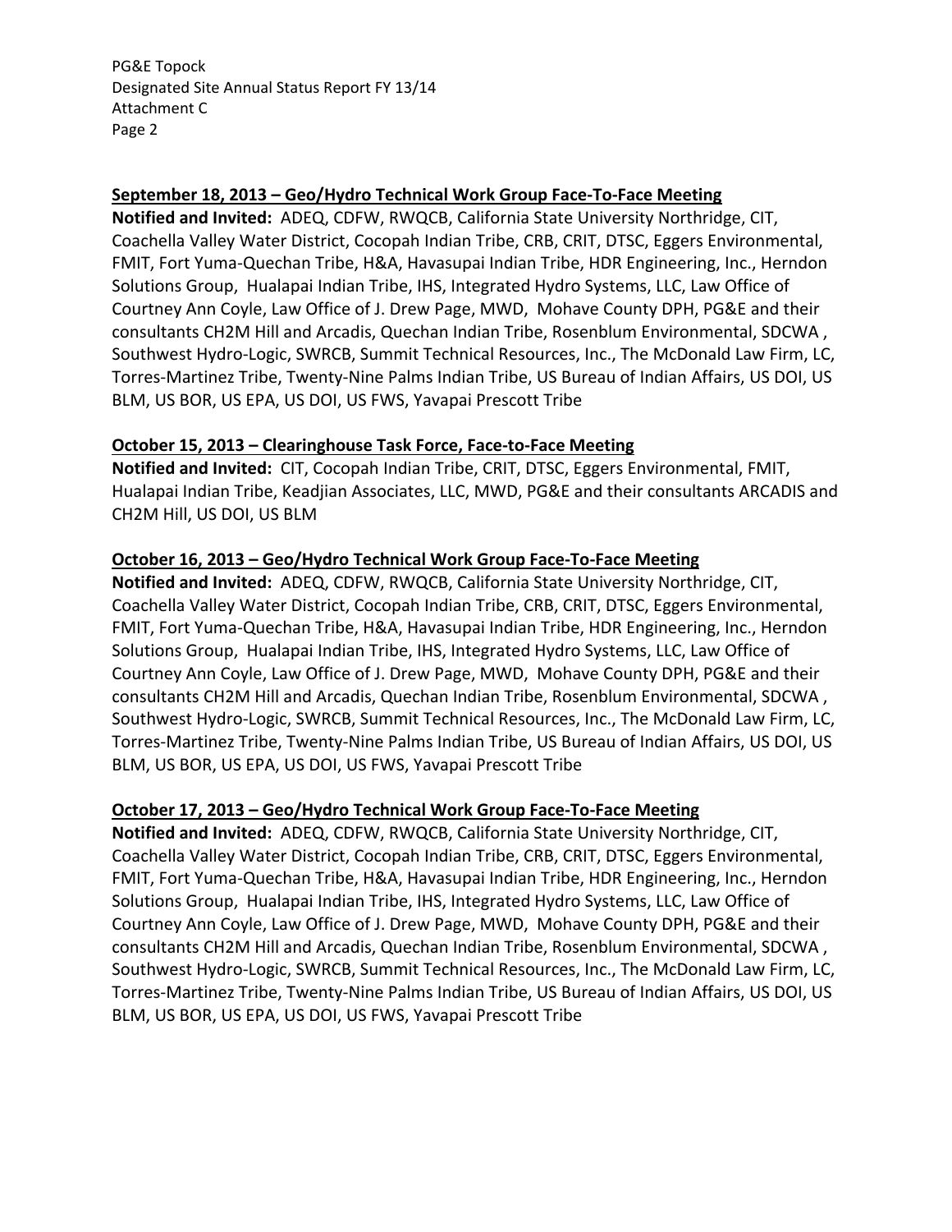**September 18, 2013 – Geo/Hydro Technical Work Group Face-To-Face Meeting**

**Notified and Invited:** ADEQ, CDFW, RWQCB, California State University Northridge, CIT, Coachella Valley Water District, Cocopah Indian Tribe, CRB, CRIT, DTSC, Eggers Environmental, FMIT, Fort Yuma-Quechan Tribe, H&A, Havasupai Indian Tribe, HDR Engineering, Inc., Herndon Solutions Group, Hualapai Indian Tribe, IHS, Integrated Hydro Systems, LLC, Law Office of Courtney Ann Coyle, Law Office of J. Drew Page, MWD, Mohave County DPH, PG&E and their consultants CH2M Hill and Arcadis, Quechan Indian Tribe, Rosenblum Environmental, SDCWA , Southwest Hydro-Logic, SWRCB, Summit Technical Resources, Inc., The McDonald Law Firm, LC, Torres-Martinez Tribe, Twenty-Nine Palms Indian Tribe, US Bureau of Indian Affairs, US DOI, US BLM, US BOR, US EPA, US DOI, US FWS, Yavapai Prescott Tribe

**October 15, 2013 – Clearinghouse Task Force, Face-to-Face Meeting**

**Notified and Invited:** CIT, Cocopah Indian Tribe, CRIT, DTSC, Eggers Environmental, FMIT, Hualapai Indian Tribe, Keadjian Associates, LLC, MWD, PG&E and their consultants ARCADIS and CH2M Hill, US DOI, US BLM

**October 16, 2013 – Geo/Hydro Technical Work Group Face-To-Face Meeting**

**Notified and Invited:** ADEQ, CDFW, RWQCB, California State University Northridge, CIT, Coachella Valley Water District, Cocopah Indian Tribe, CRB, CRIT, DTSC, Eggers Environmental, FMIT, Fort Yuma-Quechan Tribe, H&A, Havasupai Indian Tribe, HDR Engineering, Inc., Herndon Solutions Group, Hualapai Indian Tribe, IHS, Integrated Hydro Systems, LLC, Law Office of Courtney Ann Coyle, Law Office of J. Drew Page, MWD, Mohave County DPH, PG&E and their consultants CH2M Hill and Arcadis, Quechan Indian Tribe, Rosenblum Environmental, SDCWA , Southwest Hydro-Logic, SWRCB, Summit Technical Resources, Inc., The McDonald Law Firm, LC, Torres-Martinez Tribe, Twenty-Nine Palms Indian Tribe, US Bureau of Indian Affairs, US DOI, US BLM, US BOR, US EPA, US DOI, US FWS, Yavapai Prescott Tribe

**October 17, 2013 – Geo/Hydro Technical Work Group Face-To-Face Meeting**

**Notified and Invited:** ADEQ, CDFW, RWQCB, California State University Northridge, CIT, Coachella Valley Water District, Cocopah Indian Tribe, CRB, CRIT, DTSC, Eggers Environmental, FMIT, Fort Yuma-Quechan Tribe, H&A, Havasupai Indian Tribe, HDR Engineering, Inc., Herndon Solutions Group, Hualapai Indian Tribe, IHS, Integrated Hydro Systems, LLC, Law Office of Courtney Ann Coyle, Law Office of J. Drew Page, MWD, Mohave County DPH, PG&E and their consultants CH2M Hill and Arcadis, Quechan Indian Tribe, Rosenblum Environmental, SDCWA , Southwest Hydro-Logic, SWRCB, Summit Technical Resources, Inc., The McDonald Law Firm, LC, Torres-Martinez Tribe, Twenty-Nine Palms Indian Tribe, US Bureau of Indian Affairs, US DOI, US BLM, US BOR, US EPA, US DOI, US FWS, Yavapai Prescott Tribe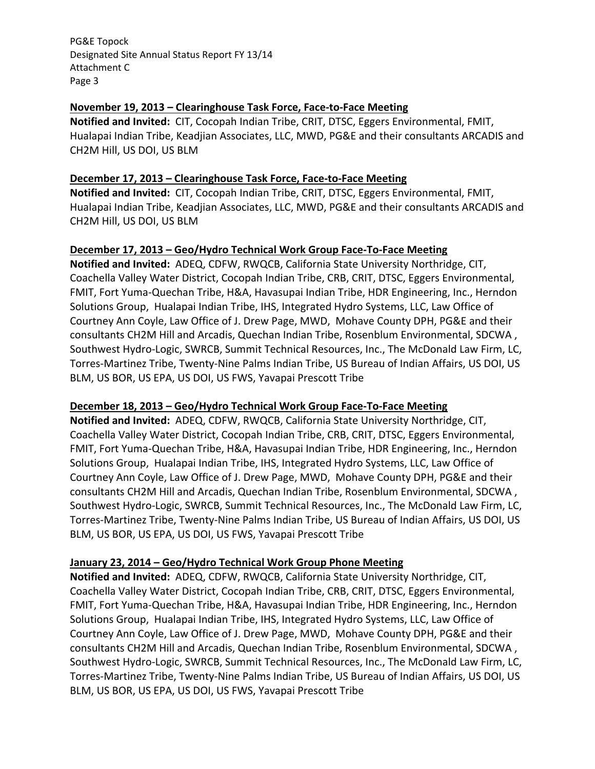**November 19, 2013 – Clearinghouse Task Force, Face-to-Face Meeting**

**Notified and Invited:** CIT, Cocopah Indian Tribe, CRIT, DTSC, Eggers Environmental, FMIT, Hualapai Indian Tribe, Keadjian Associates, LLC, MWD, PG&E and their consultants ARCADIS and CH2M Hill, US DOI, US BLM

**December 17, 2013 – Clearinghouse Task Force, Face-to-Face Meeting**

**Notified and Invited:** CIT, Cocopah Indian Tribe, CRIT, DTSC, Eggers Environmental, FMIT, Hualapai Indian Tribe, Keadjian Associates, LLC, MWD, PG&E and their consultants ARCADIS and CH2M Hill, US DOI, US BLM

**December 17, 2013 – Geo/Hydro Technical Work Group Face-To-Face Meeting**

**Notified and Invited:** ADEQ, CDFW, RWQCB, California State University Northridge, CIT, Coachella Valley Water District, Cocopah Indian Tribe, CRB, CRIT, DTSC, Eggers Environmental, FMIT, Fort Yuma-Quechan Tribe, H&A, Havasupai Indian Tribe, HDR Engineering, Inc., Herndon Solutions Group, Hualapai Indian Tribe, IHS, Integrated Hydro Systems, LLC, Law Office of Courtney Ann Coyle, Law Office of J. Drew Page, MWD, Mohave County DPH, PG&E and their consultants CH2M Hill and Arcadis, Quechan Indian Tribe, Rosenblum Environmental, SDCWA , Southwest Hydro-Logic, SWRCB, Summit Technical Resources, Inc., The McDonald Law Firm, LC, Torres-Martinez Tribe, Twenty-Nine Palms Indian Tribe, US Bureau of Indian Affairs, US DOI, US BLM, US BOR, US EPA, US DOI, US FWS, Yavapai Prescott Tribe

**December 18, 2013 – Geo/Hydro Technical Work Group Face-To-Face Meeting**

**Notified and Invited:** ADEQ, CDFW, RWQCB, California State University Northridge, CIT, Coachella Valley Water District, Cocopah Indian Tribe, CRB, CRIT, DTSC, Eggers Environmental, FMIT, Fort Yuma-Quechan Tribe, H&A, Havasupai Indian Tribe, HDR Engineering, Inc., Herndon Solutions Group, Hualapai Indian Tribe, IHS, Integrated Hydro Systems, LLC, Law Office of Courtney Ann Coyle, Law Office of J. Drew Page, MWD, Mohave County DPH, PG&E and their consultants CH2M Hill and Arcadis, Quechan Indian Tribe, Rosenblum Environmental, SDCWA , Southwest Hydro-Logic, SWRCB, Summit Technical Resources, Inc., The McDonald Law Firm, LC, Torres-Martinez Tribe, Twenty-Nine Palms Indian Tribe, US Bureau of Indian Affairs, US DOI, US BLM, US BOR, US EPA, US DOI, US FWS, Yavapai Prescott Tribe

**January 23, 2014 – Geo/Hydro Technical Work Group Phone Meeting**

**Notified and Invited:** ADEQ, CDFW, RWQCB, California State University Northridge, CIT, Coachella Valley Water District, Cocopah Indian Tribe, CRB, CRIT, DTSC, Eggers Environmental, FMIT, Fort Yuma-Quechan Tribe, H&A, Havasupai Indian Tribe, HDR Engineering, Inc., Herndon Solutions Group, Hualapai Indian Tribe, IHS, Integrated Hydro Systems, LLC, Law Office of Courtney Ann Coyle, Law Office of J. Drew Page, MWD, Mohave County DPH, PG&E and their consultants CH2M Hill and Arcadis, Quechan Indian Tribe, Rosenblum Environmental, SDCWA , Southwest Hydro-Logic, SWRCB, Summit Technical Resources, Inc., The McDonald Law Firm, LC, Torres-Martinez Tribe, Twenty-Nine Palms Indian Tribe, US Bureau of Indian Affairs, US DOI, US BLM, US BOR, US EPA, US DOI, US FWS, Yavapai Prescott Tribe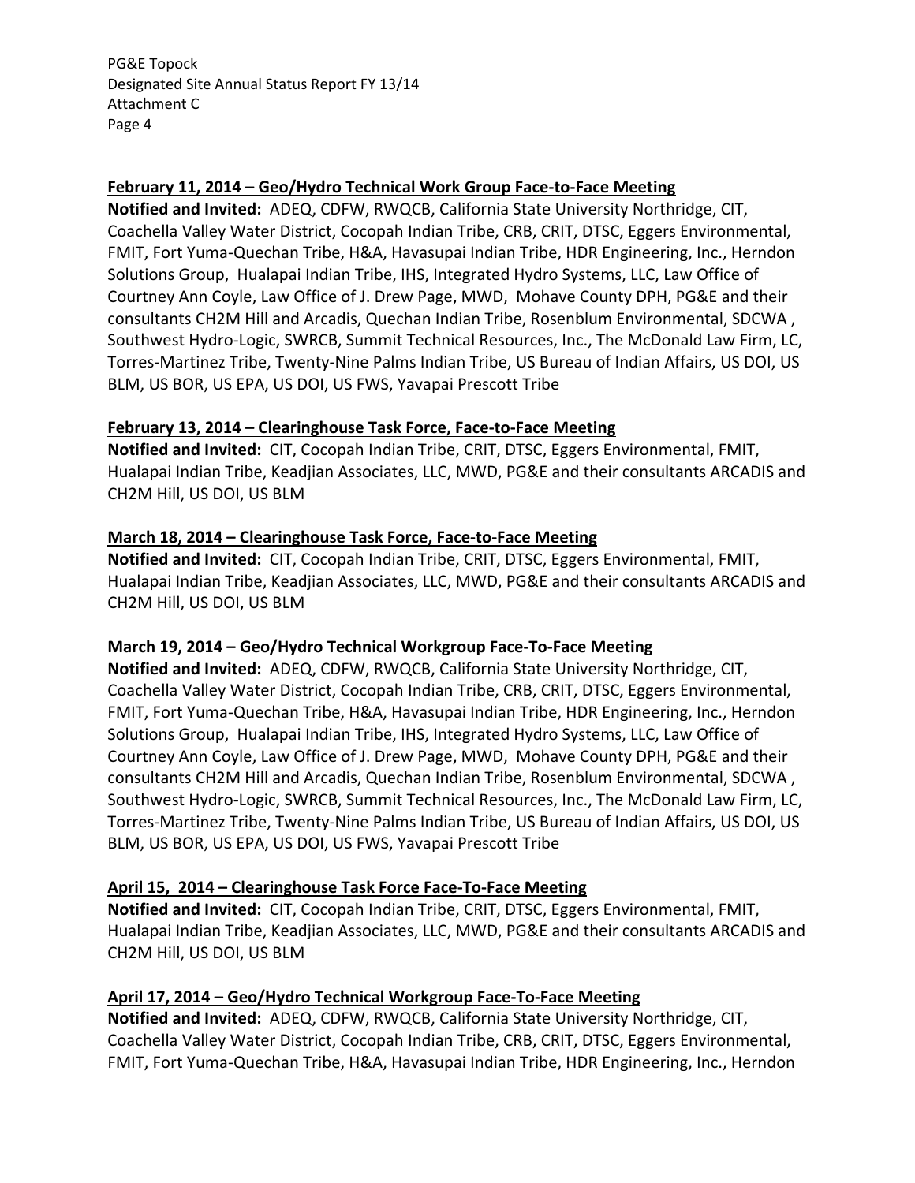**February 11, 2014 – Geo/Hydro Technical Work Group Face-to-Face Meeting**

**Notified and Invited:** ADEQ, CDFW, RWQCB, California State University Northridge, CIT, Coachella Valley Water District, Cocopah Indian Tribe, CRB, CRIT, DTSC, Eggers Environmental, FMIT, Fort Yuma-Quechan Tribe, H&A, Havasupai Indian Tribe, HDR Engineering, Inc., Herndon Solutions Group, Hualapai Indian Tribe, IHS, Integrated Hydro Systems, LLC, Law Office of Courtney Ann Coyle, Law Office of J. Drew Page, MWD, Mohave County DPH, PG&E and their consultants CH2M Hill and Arcadis, Quechan Indian Tribe, Rosenblum Environmental, SDCWA, Southwest Hydro-Logic, SWRCB, Summit Technical Resources, Inc., The McDonald Law Firm, LC, Torres-Martinez Tribe, Twenty-Nine Palms Indian Tribe, US Bureau of Indian Affairs, US DOI, US BLM, US BOR, US EPA, US DOI, US FWS, Yavapai Prescott Tribe

**February 13, 2014 – Clearinghouse Task Force, Face-to-Face Meeting**

**Notified and Invited:** CIT, Cocopah Indian Tribe, CRIT, DTSC, Eggers Environmental, FMIT, Hualapai Indian Tribe, Keadjian Associates, LLC, MWD, PG&E and their consultants ARCADIS and CH2M Hill, US DOI, US BLM

**March 18, 2014 – Clearinghouse Task Force, Face-to-Face Meeting**

**Notified and Invited:** CIT, Cocopah Indian Tribe, CRIT, DTSC, Eggers Environmental, FMIT, Hualapai Indian Tribe, Keadjian Associates, LLC, MWD, PG&E and their consultants ARCADIS and CH2M Hill, US DOI, US BLM

**March 19, 2014 – Geo/Hydro Technical Workgroup Face-To-Face Meeting**

**Notified and Invited:** ADEQ, CDFW, RWQCB, California State University Northridge, CIT, Coachella Valley Water District, Cocopah Indian Tribe, CRB, CRIT, DTSC, Eggers Environmental, FMIT, Fort Yuma-Quechan Tribe, H&A, Havasupai Indian Tribe, HDR Engineering, Inc., Herndon Solutions Group, Hualapai Indian Tribe, IHS, Integrated Hydro Systems, LLC, Law Office of Courtney Ann Coyle, Law Office of J. Drew Page, MWD, Mohave County DPH, PG&E and their consultants CH2M Hill and Arcadis, Quechan Indian Tribe, Rosenblum Environmental, SDCWA, Southwest Hydro-Logic, SWRCB, Summit Technical Resources, Inc., The McDonald Law Firm, LC, Torres-Martinez Tribe, Twenty-Nine Palms Indian Tribe, US Bureau of Indian Affairs, US DOI, US BLM, US BOR, US EPA, US DOI, US FWS, Yavapai Prescott Tribe

**April 15, 2014 – Clearinghouse Task Force Face-To-Face Meeting**

**Notified and Invited:** CIT, Cocopah Indian Tribe, CRIT, DTSC, Eggers Environmental, FMIT, Hualapai Indian Tribe, Keadjian Associates, LLC, MWD, PG&E and their consultants ARCADIS and CH2M Hill, US DOI, US BLM

**April 17, 2014 – Geo/Hydro Technical Workgroup Face-To-Face Meeting**

**Notified and Invited:** ADEQ, CDFW, RWQCB, California State University Northridge, CIT, Coachella Valley Water District, Cocopah Indian Tribe, CRB, CRIT, DTSC, Eggers Environmental, FMIT, Fort Yuma-Quechan Tribe, H&A, Havasupai Indian Tribe, HDR Engineering, Inc., Herndon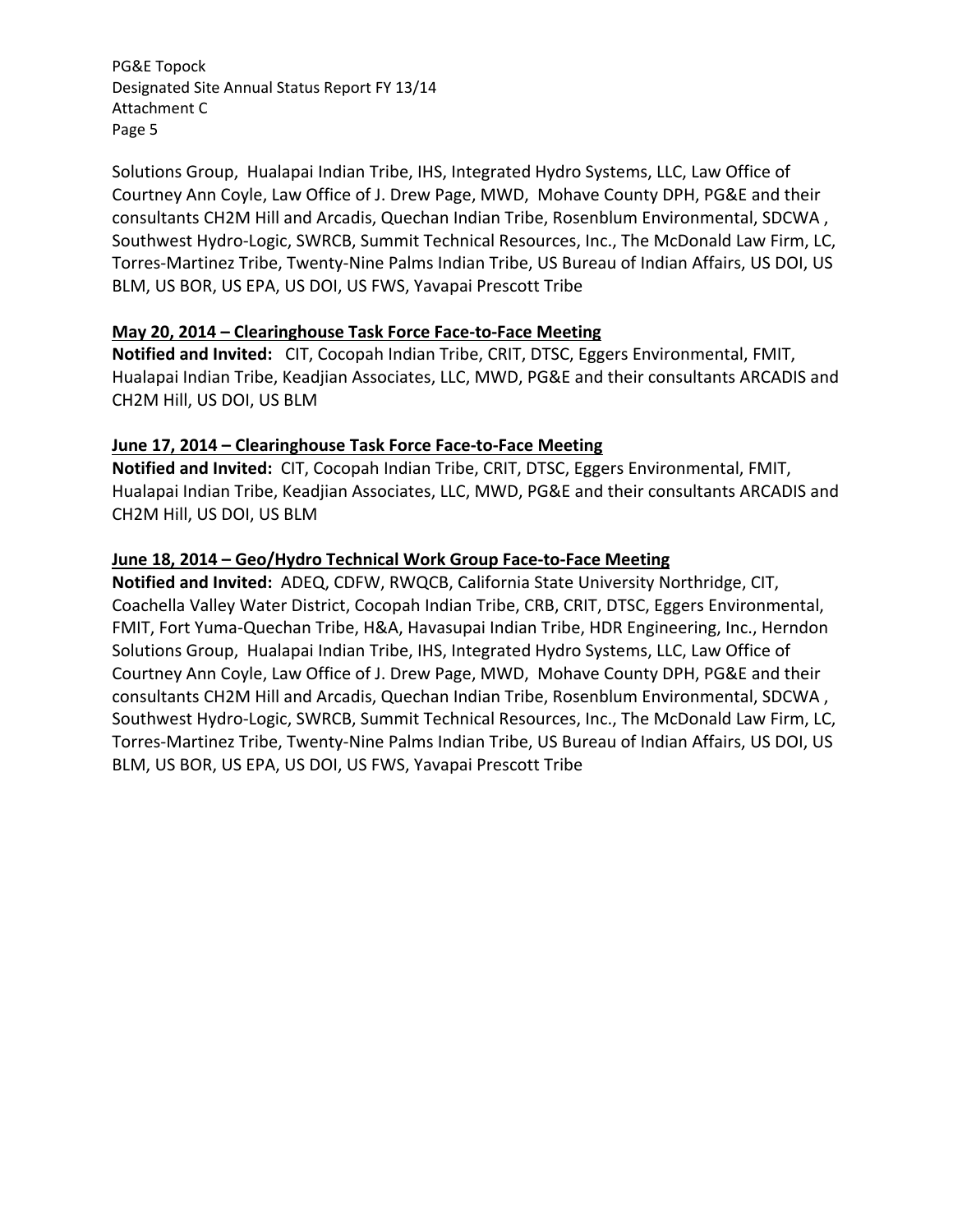Solutions Group, Hualapai Indian Tribe, IHS, Integrated Hydro Systems, LLC, Law Office of Courtney Ann Coyle, Law Office of J. Drew Page, MWD, Mohave County DPH, PG&E and their consultants CH2M Hill and Arcadis, Quechan Indian Tribe, Rosenblum Environmental, SDCWA , Southwest Hydro-Logic, SWRCB, Summit Technical Resources, Inc., The McDonald Law Firm, LC, Torres-Martinez Tribe, Twenty-Nine Palms Indian Tribe, US Bureau of Indian Affairs, US DOI, US BLM, US BOR, US EPA, US DOI, US FWS, Yavapai Prescott Tribe

**May 20, 2014 – Clearinghouse Task Force Face-to-Face Meeting**

**Notified and Invited:** CIT, Cocopah Indian Tribe, CRIT, DTSC, Eggers Environmental, FMIT, Hualapai Indian Tribe, Keadjian Associates, LLC, MWD, PG&E and their consultants ARCADIS and CH2M Hill, US DOI, US BLM

**June 17, 2014 – Clearinghouse Task Force Face-to-Face Meeting**

**Notified and Invited:** CIT, Cocopah Indian Tribe, CRIT, DTSC, Eggers Environmental, FMIT, Hualapai Indian Tribe, Keadjian Associates, LLC, MWD, PG&E and their consultants ARCADIS and CH2M Hill, US DOI, US BLM

**June 18, 2014 – Geo/Hydro Technical Work Group Face-to-Face Meeting**

**Notified and Invited:** ADEQ, CDFW, RWQCB, California State University Northridge, CIT, Coachella Valley Water District, Cocopah Indian Tribe, CRB, CRIT, DTSC, Eggers Environmental, FMIT, Fort Yuma-Quechan Tribe, H&A, Havasupai Indian Tribe, HDR Engineering, Inc., Herndon Solutions Group, Hualapai Indian Tribe, IHS, Integrated Hydro Systems, LLC, Law Office of Courtney Ann Coyle, Law Office of J. Drew Page, MWD, Mohave County DPH, PG&E and their consultants CH2M Hill and Arcadis, Quechan Indian Tribe, Rosenblum Environmental, SDCWA , Southwest Hydro-Logic, SWRCB, Summit Technical Resources, Inc., The McDonald Law Firm, LC, Torres-Martinez Tribe, Twenty-Nine Palms Indian Tribe, US Bureau of Indian Affairs, US DOI, US BLM, US BOR, US EPA, US DOI, US FWS, Yavapai Prescott Tribe